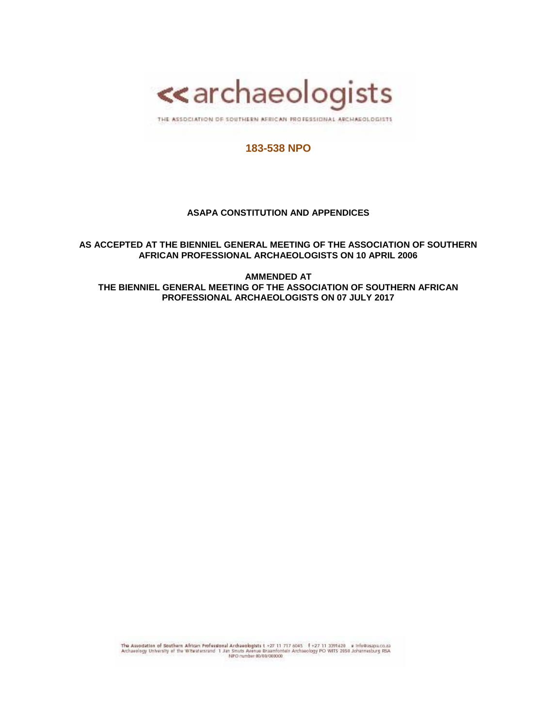<< archaeologists

THE ASSOCIATION OF SOUTHERN AFRICAN PROFESSIONAL ARCHAEOLOGISTS

**183-538 NPO**

**ASAPA CONSTITUTION AND APPENDICES**

**AS ACCEPTED AT THE BIENNIEL GENERAL MEETING OF THE ASSOCIATION OF SOUTHERN AFRICAN PROFESSIONAL ARCHAEOLOGISTS ON 10 APRIL 2006**

**AMMENDED AT**
**THE BIENNIEL GENERAL MEETING OF THE ASSOCIATION OF SOUTHERN AFRICAN PROFESSIONAL ARCHAEOLOGISTS ON 07 JULY 2017**

The Association of Southern African Professional Archaeologists t +27 11 717 6045 f +27 11 3391620 e info@asapa.co.za
Archaeology University of the Witwatersrand 1 Jan Smuts Avenue Braamfontein Archaeology PO WITS 2050 Johannesburg RSA
NPO number 00/00/000000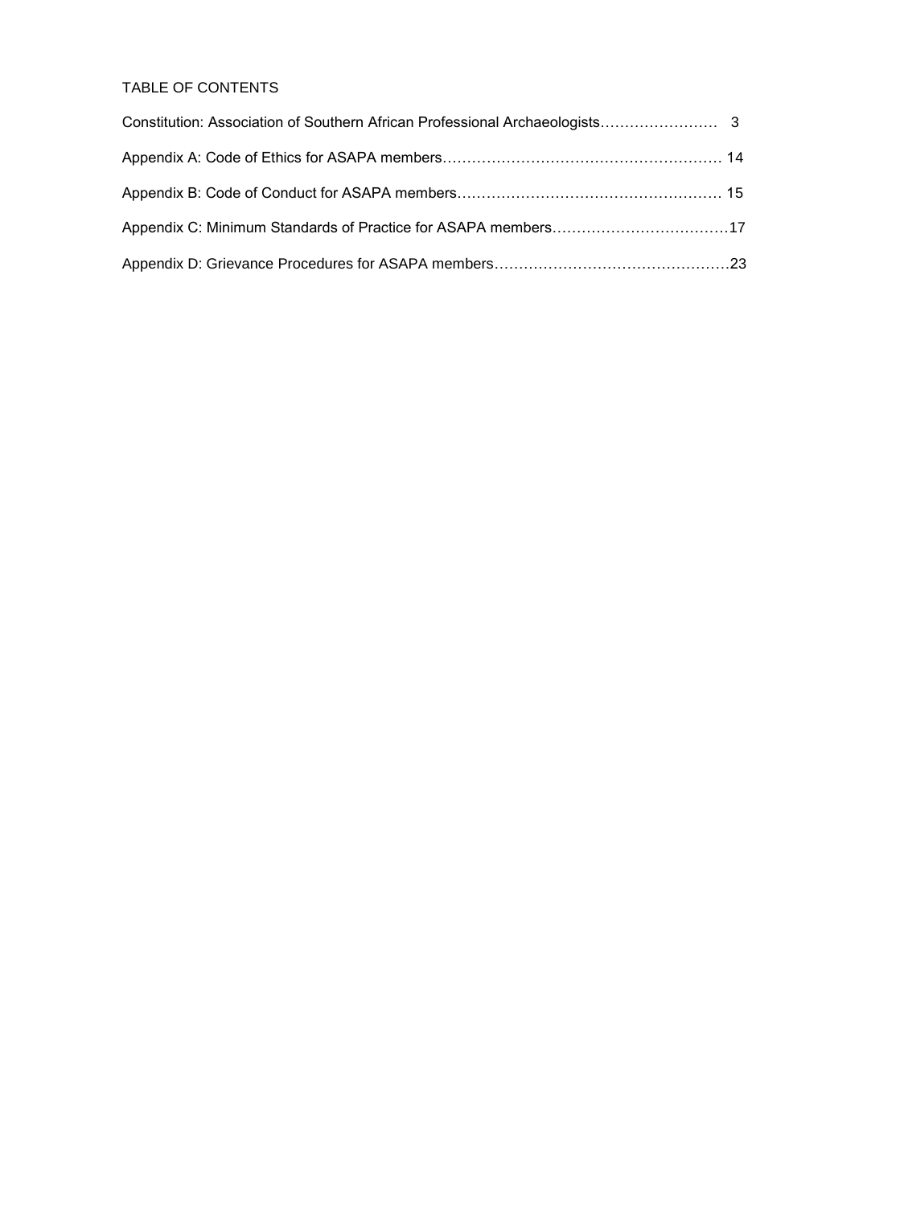# TABLE OF CONTENTS

Constitution: Association of Southern African Professional Archaeologists…………………… 3

Appendix A: Code of Ethics for ASAPA members………………………………………………… 14

Appendix B: Code of Conduct for ASAPA members……………………………………………… 15

Appendix C: Minimum Standards of Practice for ASAPA members………………………………17

Appendix D: Grievance Procedures for ASAPA members…………………………………………23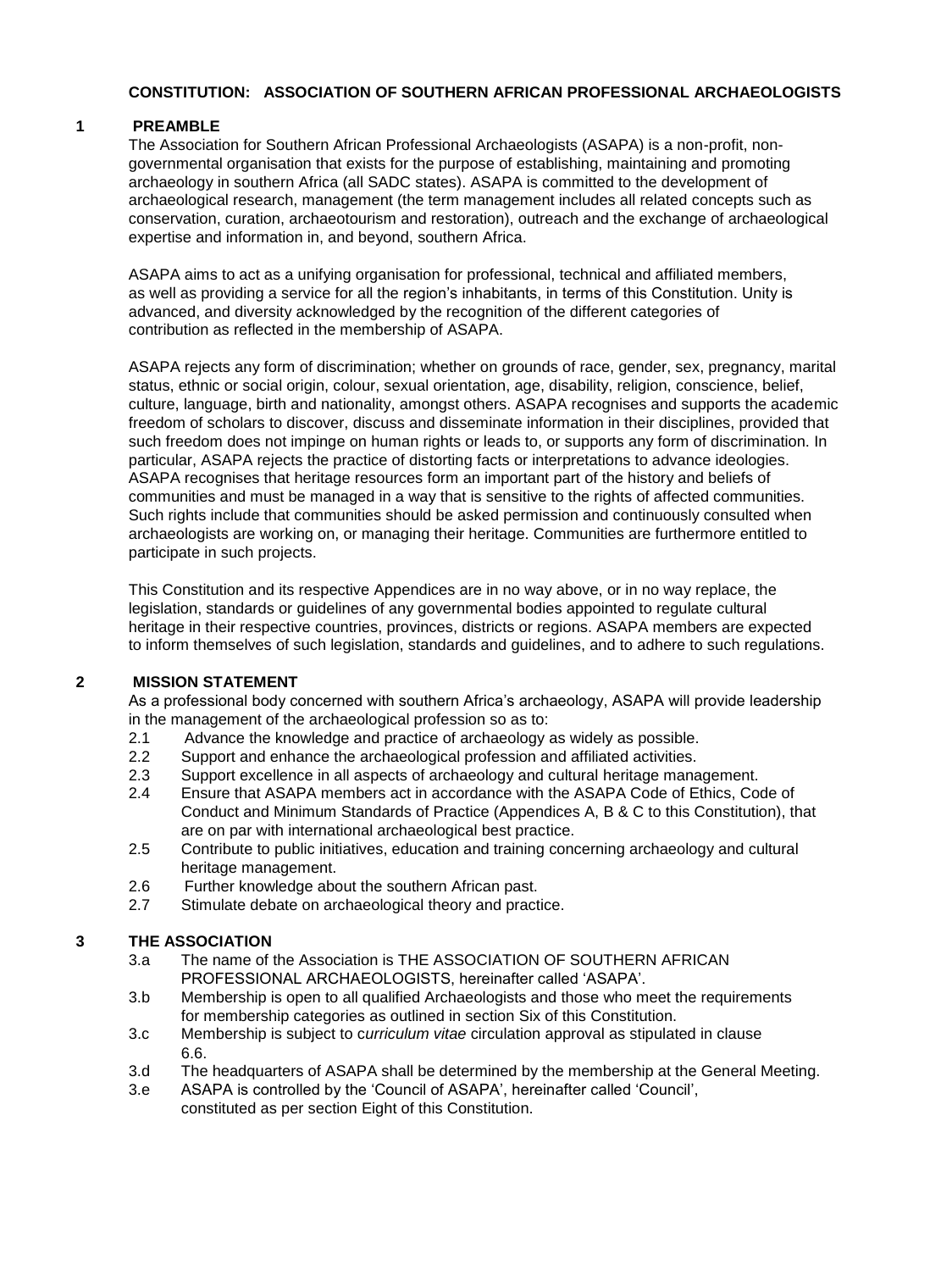**CONSTITUTION: ASSOCIATION OF SOUTHERN AFRICAN PROFESSIONAL ARCHAEOLOGISTS**

## 1 PREAMBLE

The Association for Southern African Professional Archaeologists (ASAPA) is a non-profit, non-governmental organisation that exists for the purpose of establishing, maintaining and promoting archaeology in southern Africa (all SADC states). ASAPA is committed to the development of archaeological research, management (the term management includes all related concepts such as conservation, curation, archaeotourism and restoration), outreach and the exchange of archaeological expertise and information in, and beyond, southern Africa.

ASAPA aims to act as a unifying organisation for professional, technical and affiliated members, as well as providing a service for all the region's inhabitants, in terms of this Constitution. Unity is advanced, and diversity acknowledged by the recognition of the different categories of contribution as reflected in the membership of ASAPA.

ASAPA rejects any form of discrimination; whether on grounds of race, gender, sex, pregnancy, marital status, ethnic or social origin, colour, sexual orientation, age, disability, religion, conscience, belief, culture, language, birth and nationality, amongst others. ASAPA recognises and supports the academic freedom of scholars to discover, discuss and disseminate information in their disciplines, provided that such freedom does not impinge on human rights or leads to, or supports any form of discrimination. In particular, ASAPA rejects the practice of distorting facts or interpretations to advance ideologies. ASAPA recognises that heritage resources form an important part of the history and beliefs of communities and must be managed in a way that is sensitive to the rights of affected communities. Such rights include that communities should be asked permission and continuously consulted when archaeologists are working on, or managing their heritage. Communities are furthermore entitled to participate in such projects.

This Constitution and its respective Appendices are in no way above, or in no way replace, the legislation, standards or guidelines of any governmental bodies appointed to regulate cultural heritage in their respective countries, provinces, districts or regions. ASAPA members are expected to inform themselves of such legislation, standards and guidelines, and to adhere to such regulations.

## 2 MISSION STATEMENT

As a professional body concerned with southern Africa's archaeology, ASAPA will provide leadership in the management of the archaeological profession so as to:

- 2.1 Advance the knowledge and practice of archaeology as widely as possible.
- 2.2 Support and enhance the archaeological profession and affiliated activities.
- 2.3 Support excellence in all aspects of archaeology and cultural heritage management.
- 2.4 Ensure that ASAPA members act in accordance with the ASAPA Code of Ethics, Code of Conduct and Minimum Standards of Practice (Appendices A, B & C to this Constitution), that are on par with international archaeological best practice.
- 2.5 Contribute to public initiatives, education and training concerning archaeology and cultural heritage management.
- 2.6 Further knowledge about the southern African past.
- 2.7 Stimulate debate on archaeological theory and practice.

## 3 THE ASSOCIATION

- 3.a The name of the Association is THE ASSOCIATION OF SOUTHERN AFRICAN PROFESSIONAL ARCHAEOLOGISTS, hereinafter called 'ASAPA'.
- 3.b Membership is open to all qualified Archaeologists and those who meet the requirements for membership categories as outlined in section Six of this Constitution.
- 3.c Membership is subject to c*urriculum vitae* circulation approval as stipulated in clause 6.6.
- 3.d The headquarters of ASAPA shall be determined by the membership at the General Meeting.
- 3.e ASAPA is controlled by the 'Council of ASAPA', hereinafter called 'Council', constituted as per section Eight of this Constitution.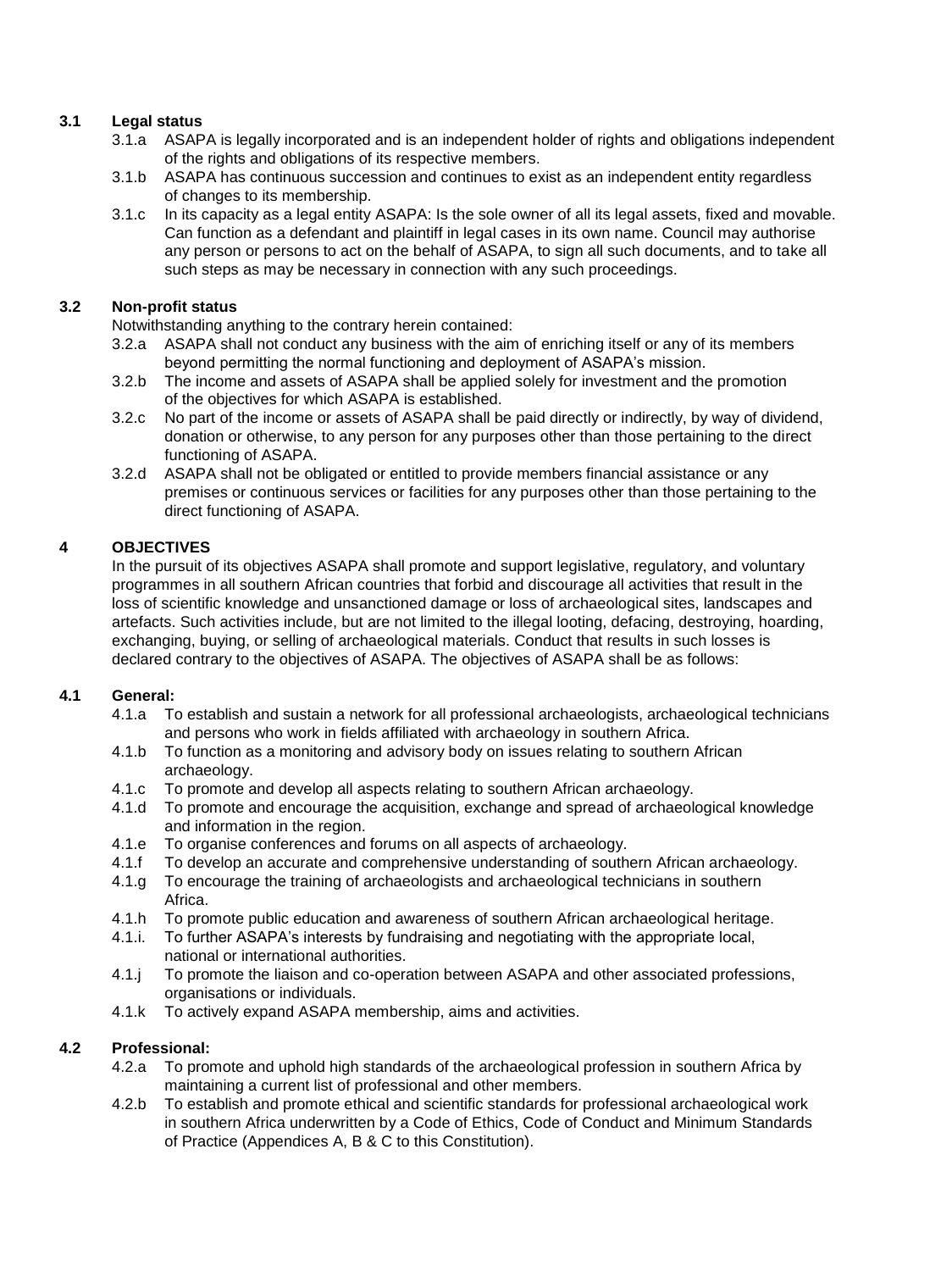### 3.1 Legal status

3.1.a ASAPA is legally incorporated and is an independent holder of rights and obligations independent of the rights and obligations of its respective members.

3.1.b ASAPA has continuous succession and continues to exist as an independent entity regardless of changes to its membership.

3.1.c In its capacity as a legal entity ASAPA: Is the sole owner of all its legal assets, fixed and movable. Can function as a defendant and plaintiff in legal cases in its own name. Council may authorise any person or persons to act on the behalf of ASAPA, to sign all such documents, and to take all such steps as may be necessary in connection with any such proceedings.

### 3.2 Non-profit status

Notwithstanding anything to the contrary herein contained:

3.2.a ASAPA shall not conduct any business with the aim of enriching itself or any of its members beyond permitting the normal functioning and deployment of ASAPA's mission.

3.2.b The income and assets of ASAPA shall be applied solely for investment and the promotion of the objectives for which ASAPA is established.

3.2.c No part of the income or assets of ASAPA shall be paid directly or indirectly, by way of dividend, donation or otherwise, to any person for any purposes other than those pertaining to the direct functioning of ASAPA.

3.2.d ASAPA shall not be obligated or entitled to provide members financial assistance or any premises or continuous services or facilities for any purposes other than those pertaining to the direct functioning of ASAPA.

## 4 OBJECTIVES

In the pursuit of its objectives ASAPA shall promote and support legislative, regulatory, and voluntary programmes in all southern African countries that forbid and discourage all activities that result in the loss of scientific knowledge and unsanctioned damage or loss of archaeological sites, landscapes and artefacts. Such activities include, but are not limited to the illegal looting, defacing, destroying, hoarding, exchanging, buying, or selling of archaeological materials. Conduct that results in such losses is declared contrary to the objectives of ASAPA. The objectives of ASAPA shall be as follows:

### 4.1 General:

4.1.a To establish and sustain a network for all professional archaeologists, archaeological technicians and persons who work in fields affiliated with archaeology in southern Africa.

4.1.b To function as a monitoring and advisory body on issues relating to southern African archaeology.

4.1.c To promote and develop all aspects relating to southern African archaeology.

4.1.d To promote and encourage the acquisition, exchange and spread of archaeological knowledge and information in the region.

4.1.e To organise conferences and forums on all aspects of archaeology.

4.1.f To develop an accurate and comprehensive understanding of southern African archaeology.

4.1.g To encourage the training of archaeologists and archaeological technicians in southern Africa.

4.1.h To promote public education and awareness of southern African archaeological heritage.

4.1.i. To further ASAPA's interests by fundraising and negotiating with the appropriate local, national or international authorities.

4.1.j To promote the liaison and co-operation between ASAPA and other associated professions, organisations or individuals.

4.1.k To actively expand ASAPA membership, aims and activities.

### 4.2 Professional:

4.2.a To promote and uphold high standards of the archaeological profession in southern Africa by maintaining a current list of professional and other members.

4.2.b To establish and promote ethical and scientific standards for professional archaeological work in southern Africa underwritten by a Code of Ethics, Code of Conduct and Minimum Standards of Practice (Appendices A, B & C to this Constitution).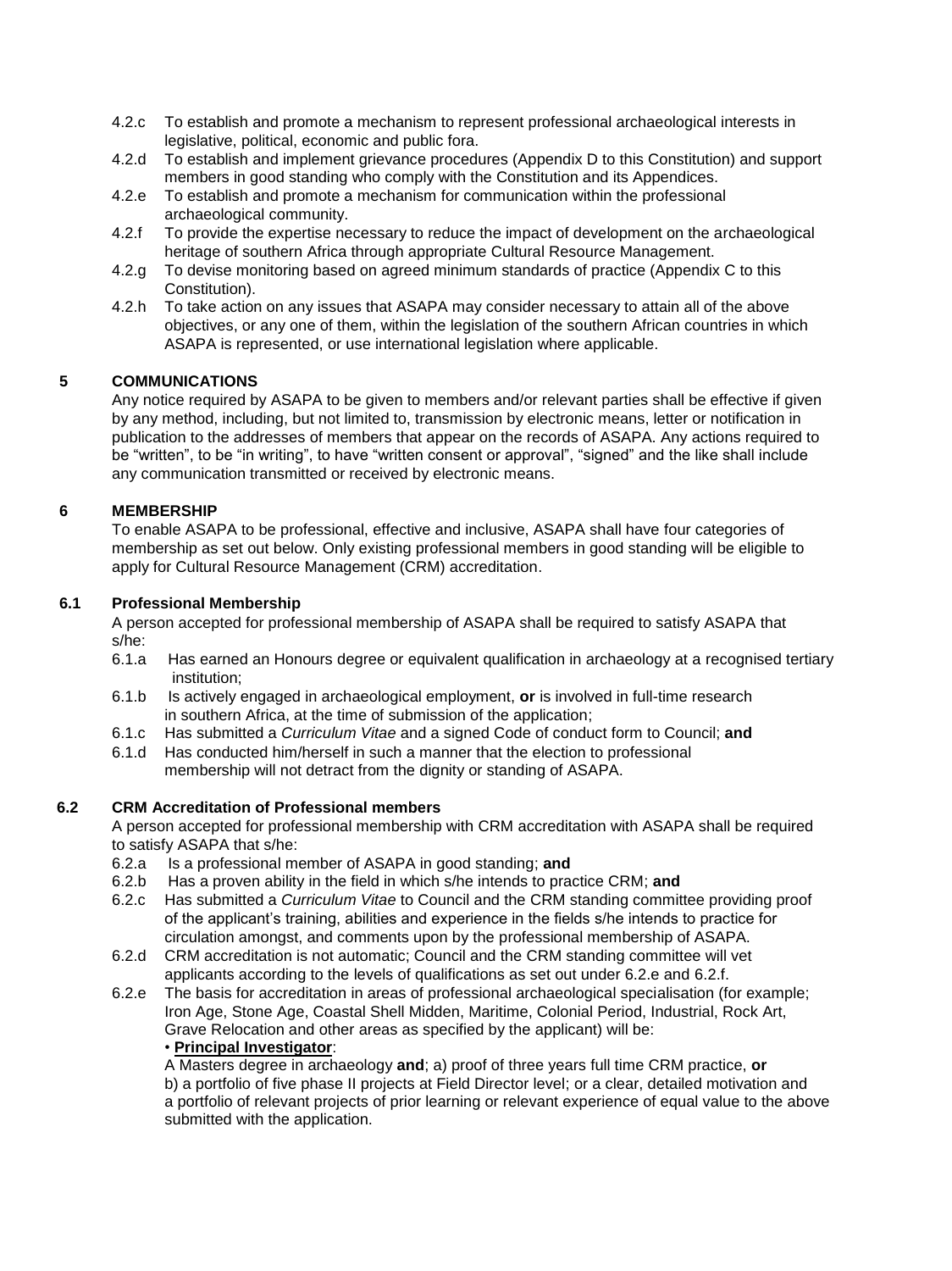4.2.c To establish and promote a mechanism to represent professional archaeological interests in legislative, political, economic and public fora.

4.2.d To establish and implement grievance procedures (Appendix D to this Constitution) and support members in good standing who comply with the Constitution and its Appendices.

4.2.e To establish and promote a mechanism for communication within the professional archaeological community.

4.2.f To provide the expertise necessary to reduce the impact of development on the archaeological heritage of southern Africa through appropriate Cultural Resource Management.

4.2.g To devise monitoring based on agreed minimum standards of practice (Appendix C to this Constitution).

4.2.h To take action on any issues that ASAPA may consider necessary to attain all of the above objectives, or any one of them, within the legislation of the southern African countries in which ASAPA is represented, or use international legislation where applicable.

## 5 COMMUNICATIONS

Any notice required by ASAPA to be given to members and/or relevant parties shall be effective if given by any method, including, but not limited to, transmission by electronic means, letter or notification in publication to the addresses of members that appear on the records of ASAPA. Any actions required to be "written", to be "in writing", to have "written consent or approval", "signed" and the like shall include any communication transmitted or received by electronic means.

## 6 MEMBERSHIP

To enable ASAPA to be professional, effective and inclusive, ASAPA shall have four categories of membership as set out below. Only existing professional members in good standing will be eligible to apply for Cultural Resource Management (CRM) accreditation.

### 6.1 Professional Membership

A person accepted for professional membership of ASAPA shall be required to satisfy ASAPA that s/he:

6.1.a Has earned an Honours degree or equivalent qualification in archaeology at a recognised tertiary institution;

6.1.b Is actively engaged in archaeological employment, **or** is involved in full-time research in southern Africa, at the time of submission of the application;

6.1.c Has submitted a *Curriculum Vitae* and a signed Code of conduct form to Council; **and**

6.1.d Has conducted him/herself in such a manner that the election to professional membership will not detract from the dignity or standing of ASAPA.

### 6.2 CRM Accreditation of Professional members

A person accepted for professional membership with CRM accreditation with ASAPA shall be required to satisfy ASAPA that s/he:

6.2.a Is a professional member of ASAPA in good standing; **and**

6.2.b Has a proven ability in the field in which s/he intends to practice CRM; **and**

6.2.c Has submitted a *Curriculum Vitae* to Council and the CRM standing committee providing proof of the applicant's training, abilities and experience in the fields s/he intends to practice for circulation amongst, and comments upon by the professional membership of ASAPA.

6.2.d CRM accreditation is not automatic; Council and the CRM standing committee will vet applicants according to the levels of qualifications as set out under 6.2.e and 6.2.f.

6.2.e The basis for accreditation in areas of professional archaeological specialisation (for example; Iron Age, Stone Age, Coastal Shell Midden, Maritime, Colonial Period, Industrial, Rock Art, Grave Relocation and other areas as specified by the applicant) will be:

• **Principal Investigator**:

A Masters degree in archaeology **and**; a) proof of three years full time CRM practice, **or** b) a portfolio of five phase II projects at Field Director level; or a clear, detailed motivation and a portfolio of relevant projects of prior learning or relevant experience of equal value to the above submitted with the application.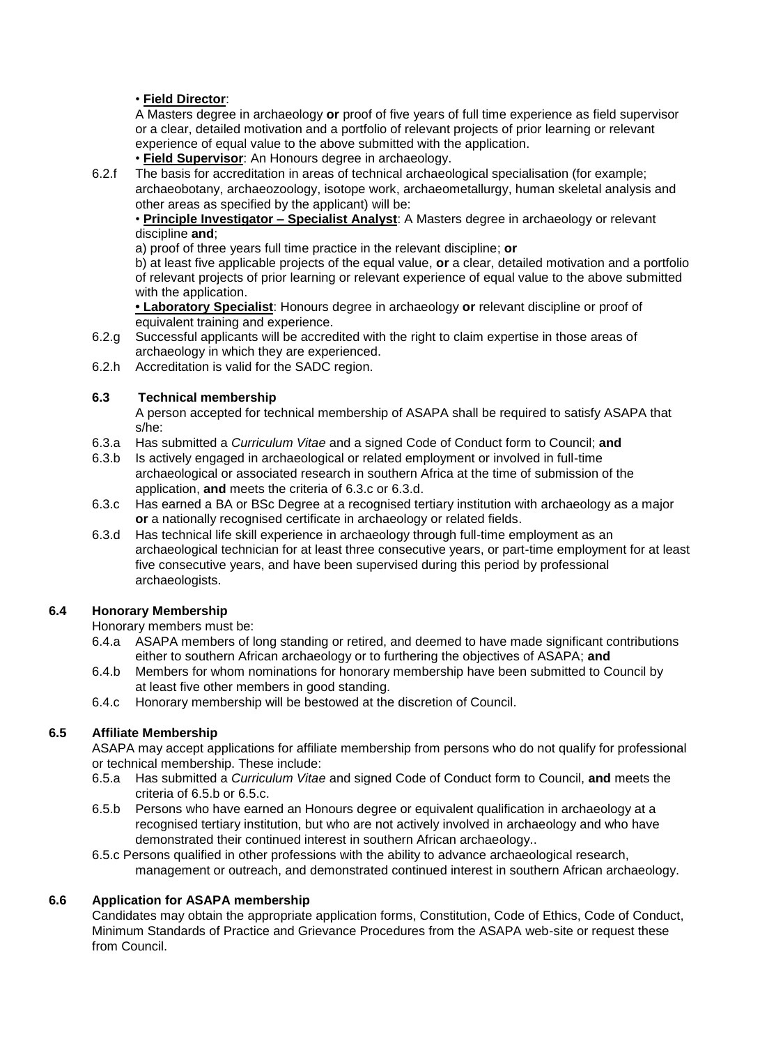• **Field Director**:
A Masters degree in archaeology **or** proof of five years of full time experience as field supervisor or a clear, detailed motivation and a portfolio of relevant projects of prior learning or relevant experience of equal value to the above submitted with the application.
• **Field Supervisor**: An Honours degree in archaeology.

6.2.f The basis for accreditation in areas of technical archaeological specialisation (for example; archaeobotany, archaeozoology, isotope work, archaeometallurgy, human skeletal analysis and other areas as specified by the applicant) will be:
• **Principle Investigator – Specialist Analyst**: A Masters degree in archaeology or relevant discipline **and**;
a) proof of three years full time practice in the relevant discipline; **or**
b) at least five applicable projects of the equal value, **or** a clear, detailed motivation and a portfolio of relevant projects of prior learning or relevant experience of equal value to the above submitted with the application.
**• Laboratory Specialist**: Honours degree in archaeology **or** relevant discipline or proof of equivalent training and experience.

6.2.g Successful applicants will be accredited with the right to claim expertise in those areas of archaeology in which they are experienced.

6.2.h Accreditation is valid for the SADC region.

### 6.3 Technical membership

A person accepted for technical membership of ASAPA shall be required to satisfy ASAPA that s/he:

6.3.a Has submitted a *Curriculum Vitae* and a signed Code of Conduct form to Council; **and**

6.3.b Is actively engaged in archaeological or related employment or involved in full-time archaeological or associated research in southern Africa at the time of submission of the application, **and** meets the criteria of 6.3.c or 6.3.d.

6.3.c Has earned a BA or BSc Degree at a recognised tertiary institution with archaeology as a major **or** a nationally recognised certificate in archaeology or related fields.

6.3.d Has technical life skill experience in archaeology through full-time employment as an archaeological technician for at least three consecutive years, or part-time employment for at least five consecutive years, and have been supervised during this period by professional archaeologists.

### 6.4 Honorary Membership

Honorary members must be:

6.4.a ASAPA members of long standing or retired, and deemed to have made significant contributions either to southern African archaeology or to furthering the objectives of ASAPA; **and**

6.4.b Members for whom nominations for honorary membership have been submitted to Council by at least five other members in good standing.

6.4.c Honorary membership will be bestowed at the discretion of Council.

### 6.5 Affiliate Membership

ASAPA may accept applications for affiliate membership from persons who do not qualify for professional or technical membership. These include:

6.5.a Has submitted a *Curriculum Vitae* and signed Code of Conduct form to Council, **and** meets the criteria of 6.5.b or 6.5.c.

6.5.b Persons who have earned an Honours degree or equivalent qualification in archaeology at a recognised tertiary institution, but who are not actively involved in archaeology and who have demonstrated their continued interest in southern African archaeology..

6.5.c Persons qualified in other professions with the ability to advance archaeological research, management or outreach, and demonstrated continued interest in southern African archaeology.

### 6.6 Application for ASAPA membership

Candidates may obtain the appropriate application forms, Constitution, Code of Ethics, Code of Conduct, Minimum Standards of Practice and Grievance Procedures from the ASAPA web-site or request these from Council.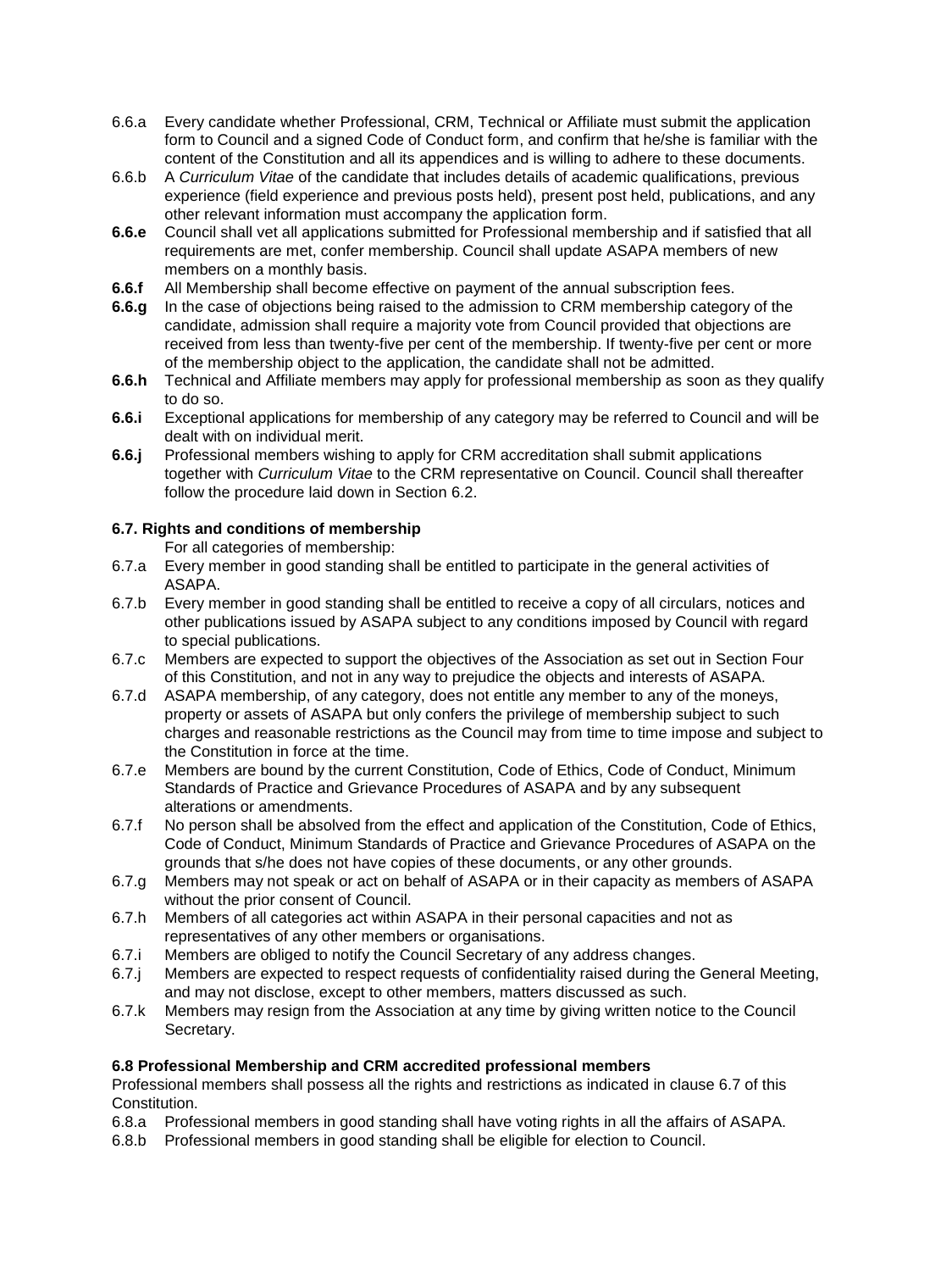6.6.a Every candidate whether Professional, CRM, Technical or Affiliate must submit the application form to Council and a signed Code of Conduct form, and confirm that he/she is familiar with the content of the Constitution and all its appendices and is willing to adhere to these documents.

6.6.b A *Curriculum Vitae* of the candidate that includes details of academic qualifications, previous experience (field experience and previous posts held), present post held, publications, and any other relevant information must accompany the application form.

**6.6.e** Council shall vet all applications submitted for Professional membership and if satisfied that all requirements are met, confer membership. Council shall update ASAPA members of new members on a monthly basis.

**6.6.f** All Membership shall become effective on payment of the annual subscription fees.

**6.6.g** In the case of objections being raised to the admission to CRM membership category of the candidate, admission shall require a majority vote from Council provided that objections are received from less than twenty-five per cent of the membership. If twenty-five per cent or more of the membership object to the application, the candidate shall not be admitted.

**6.6.h** Technical and Affiliate members may apply for professional membership as soon as they qualify to do so.

**6.6.i** Exceptional applications for membership of any category may be referred to Council and will be dealt with on individual merit.

**6.6.j** Professional members wishing to apply for CRM accreditation shall submit applications together with *Curriculum Vitae* to the CRM representative on Council. Council shall thereafter follow the procedure laid down in Section 6.2.

**6.7. Rights and conditions of membership**

For all categories of membership:

6.7.a Every member in good standing shall be entitled to participate in the general activities of ASAPA.

6.7.b Every member in good standing shall be entitled to receive a copy of all circulars, notices and other publications issued by ASAPA subject to any conditions imposed by Council with regard to special publications.

6.7.c Members are expected to support the objectives of the Association as set out in Section Four of this Constitution, and not in any way to prejudice the objects and interests of ASAPA.

6.7.d ASAPA membership, of any category, does not entitle any member to any of the moneys, property or assets of ASAPA but only confers the privilege of membership subject to such charges and reasonable restrictions as the Council may from time to time impose and subject to the Constitution in force at the time.

6.7.e Members are bound by the current Constitution, Code of Ethics, Code of Conduct, Minimum Standards of Practice and Grievance Procedures of ASAPA and by any subsequent alterations or amendments.

6.7.f No person shall be absolved from the effect and application of the Constitution, Code of Ethics, Code of Conduct, Minimum Standards of Practice and Grievance Procedures of ASAPA on the grounds that s/he does not have copies of these documents, or any other grounds.

6.7.g Members may not speak or act on behalf of ASAPA or in their capacity as members of ASAPA without the prior consent of Council.

6.7.h Members of all categories act within ASAPA in their personal capacities and not as representatives of any other members or organisations.

6.7.i Members are obliged to notify the Council Secretary of any address changes.

6.7.j Members are expected to respect requests of confidentiality raised during the General Meeting, and may not disclose, except to other members, matters discussed as such.

6.7.k Members may resign from the Association at any time by giving written notice to the Council Secretary.

**6.8 Professional Membership and CRM accredited professional members**

Professional members shall possess all the rights and restrictions as indicated in clause 6.7 of this Constitution.

6.8.a Professional members in good standing shall have voting rights in all the affairs of ASAPA.

6.8.b Professional members in good standing shall be eligible for election to Council.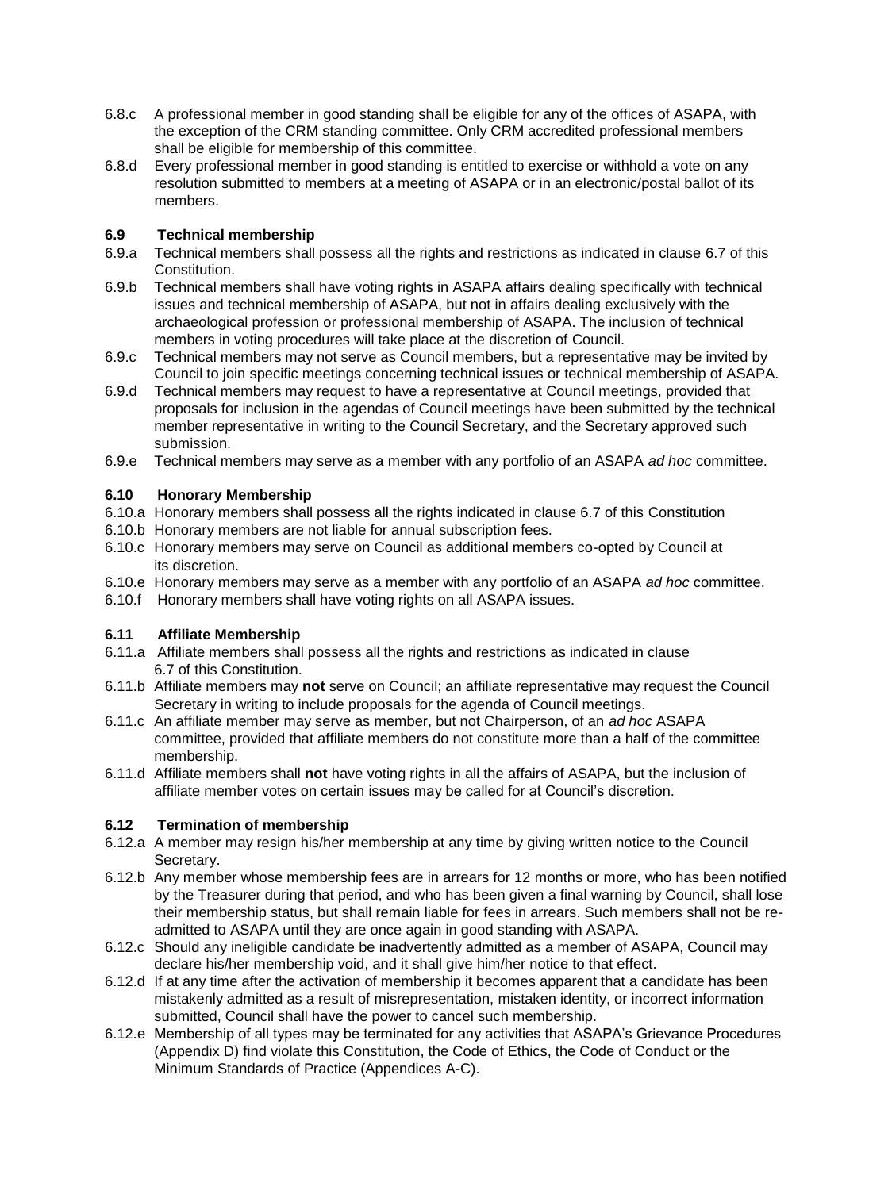6.8.c A professional member in good standing shall be eligible for any of the offices of ASAPA, with the exception of the CRM standing committee. Only CRM accredited professional members shall be eligible for membership of this committee.

6.8.d Every professional member in good standing is entitled to exercise or withhold a vote on any resolution submitted to members at a meeting of ASAPA or in an electronic/postal ballot of its members.

### 6.9 Technical membership

6.9.a Technical members shall possess all the rights and restrictions as indicated in clause 6.7 of this Constitution.

6.9.b Technical members shall have voting rights in ASAPA affairs dealing specifically with technical issues and technical membership of ASAPA, but not in affairs dealing exclusively with the archaeological profession or professional membership of ASAPA. The inclusion of technical members in voting procedures will take place at the discretion of Council.

6.9.c Technical members may not serve as Council members, but a representative may be invited by Council to join specific meetings concerning technical issues or technical membership of ASAPA.

6.9.d Technical members may request to have a representative at Council meetings, provided that proposals for inclusion in the agendas of Council meetings have been submitted by the technical member representative in writing to the Council Secretary, and the Secretary approved such submission.

6.9.e Technical members may serve as a member with any portfolio of an ASAPA *ad hoc* committee.

### 6.10 Honorary Membership

6.10.a Honorary members shall possess all the rights indicated in clause 6.7 of this Constitution

6.10.b Honorary members are not liable for annual subscription fees.

6.10.c Honorary members may serve on Council as additional members co-opted by Council at its discretion.

6.10.e Honorary members may serve as a member with any portfolio of an ASAPA *ad hoc* committee.

6.10.f Honorary members shall have voting rights on all ASAPA issues.

### 6.11 Affiliate Membership

6.11.a Affiliate members shall possess all the rights and restrictions as indicated in clause 6.7 of this Constitution.

6.11.b Affiliate members may **not** serve on Council; an affiliate representative may request the Council Secretary in writing to include proposals for the agenda of Council meetings.

6.11.c An affiliate member may serve as member, but not Chairperson, of an *ad hoc* ASAPA committee, provided that affiliate members do not constitute more than a half of the committee membership.

6.11.d Affiliate members shall **not** have voting rights in all the affairs of ASAPA, but the inclusion of affiliate member votes on certain issues may be called for at Council's discretion.

### 6.12 Termination of membership

6.12.a A member may resign his/her membership at any time by giving written notice to the Council Secretary.

6.12.b Any member whose membership fees are in arrears for 12 months or more, who has been notified by the Treasurer during that period, and who has been given a final warning by Council, shall lose their membership status, but shall remain liable for fees in arrears. Such members shall not be re-admitted to ASAPA until they are once again in good standing with ASAPA.

6.12.c Should any ineligible candidate be inadvertently admitted as a member of ASAPA, Council may declare his/her membership void, and it shall give him/her notice to that effect.

6.12.d If at any time after the activation of membership it becomes apparent that a candidate has been mistakenly admitted as a result of misrepresentation, mistaken identity, or incorrect information submitted, Council shall have the power to cancel such membership.

6.12.e Membership of all types may be terminated for any activities that ASAPA's Grievance Procedures (Appendix D) find violate this Constitution, the Code of Ethics, the Code of Conduct or the Minimum Standards of Practice (Appendices A-C).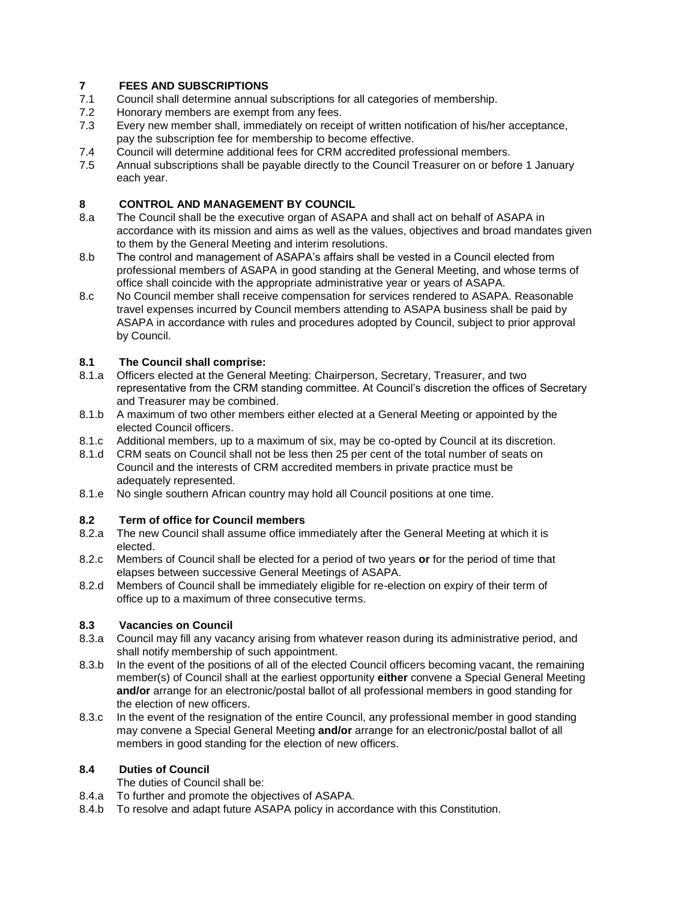## 7 FEES AND SUBSCRIPTIONS

7.1 Council shall determine annual subscriptions for all categories of membership.

7.2 Honorary members are exempt from any fees.

7.3 Every new member shall, immediately on receipt of written notification of his/her acceptance, pay the subscription fee for membership to become effective.

7.4 Council will determine additional fees for CRM accredited professional members.

7.5 Annual subscriptions shall be payable directly to the Council Treasurer on or before 1 January each year.

## 8 CONTROL AND MANAGEMENT BY COUNCIL

8.a The Council shall be the executive organ of ASAPA and shall act on behalf of ASAPA in accordance with its mission and aims as well as the values, objectives and broad mandates given to them by the General Meeting and interim resolutions.

8.b The control and management of ASAPA's affairs shall be vested in a Council elected from professional members of ASAPA in good standing at the General Meeting, and whose terms of office shall coincide with the appropriate administrative year or years of ASAPA.

8.c No Council member shall receive compensation for services rendered to ASAPA. Reasonable travel expenses incurred by Council members attending to ASAPA business shall be paid by ASAPA in accordance with rules and procedures adopted by Council, subject to prior approval by Council.

### 8.1 The Council shall comprise:

8.1.a Officers elected at the General Meeting: Chairperson, Secretary, Treasurer, and two representative from the CRM standing committee. At Council's discretion the offices of Secretary and Treasurer may be combined.

8.1.b A maximum of two other members either elected at a General Meeting or appointed by the elected Council officers.

8.1.c Additional members, up to a maximum of six, may be co-opted by Council at its discretion.

8.1.d CRM seats on Council shall not be less then 25 per cent of the total number of seats on Council and the interests of CRM accredited members in private practice must be adequately represented.

8.1.e No single southern African country may hold all Council positions at one time.

### 8.2 Term of office for Council members

8.2.a The new Council shall assume office immediately after the General Meeting at which it is elected.

8.2.c Members of Council shall be elected for a period of two years **or** for the period of time that elapses between successive General Meetings of ASAPA.

8.2.d Members of Council shall be immediately eligible for re-election on expiry of their term of office up to a maximum of three consecutive terms.

### 8.3 Vacancies on Council

8.3.a Council may fill any vacancy arising from whatever reason during its administrative period, and shall notify membership of such appointment.

8.3.b In the event of the positions of all of the elected Council officers becoming vacant, the remaining member(s) of Council shall at the earliest opportunity **either** convene a Special General Meeting **and/or** arrange for an electronic/postal ballot of all professional members in good standing for the election of new officers.

8.3.c In the event of the resignation of the entire Council, any professional member in good standing may convene a Special General Meeting **and/or** arrange for an electronic/postal ballot of all members in good standing for the election of new officers.

### 8.4 Duties of Council

The duties of Council shall be:

8.4.a To further and promote the objectives of ASAPA.

8.4.b To resolve and adapt future ASAPA policy in accordance with this Constitution.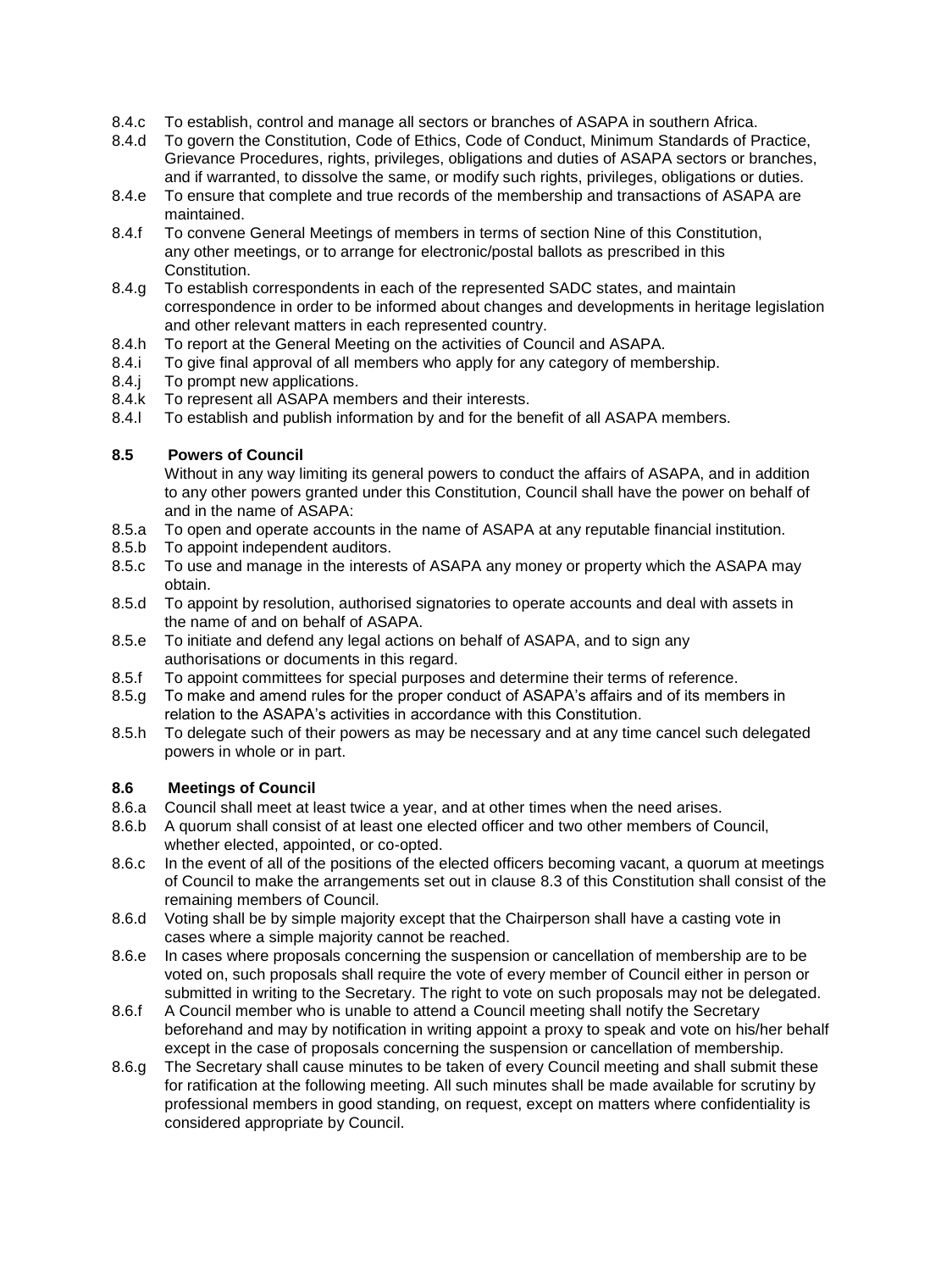8.4.c To establish, control and manage all sectors or branches of ASAPA in southern Africa.

8.4.d To govern the Constitution, Code of Ethics, Code of Conduct, Minimum Standards of Practice, Grievance Procedures, rights, privileges, obligations and duties of ASAPA sectors or branches, and if warranted, to dissolve the same, or modify such rights, privileges, obligations or duties.

8.4.e To ensure that complete and true records of the membership and transactions of ASAPA are maintained.

8.4.f To convene General Meetings of members in terms of section Nine of this Constitution, any other meetings, or to arrange for electronic/postal ballots as prescribed in this Constitution.

8.4.g To establish correspondents in each of the represented SADC states, and maintain correspondence in order to be informed about changes and developments in heritage legislation and other relevant matters in each represented country.

8.4.h To report at the General Meeting on the activities of Council and ASAPA.

8.4.i To give final approval of all members who apply for any category of membership.

8.4.j To prompt new applications.

8.4.k To represent all ASAPA members and their interests.

8.4.l To establish and publish information by and for the benefit of all ASAPA members.

**8.5 Powers of Council**

Without in any way limiting its general powers to conduct the affairs of ASAPA, and in addition to any other powers granted under this Constitution, Council shall have the power on behalf of and in the name of ASAPA:

8.5.a To open and operate accounts in the name of ASAPA at any reputable financial institution.

8.5.b To appoint independent auditors.

8.5.c To use and manage in the interests of ASAPA any money or property which the ASAPA may obtain.

8.5.d To appoint by resolution, authorised signatories to operate accounts and deal with assets in the name of and on behalf of ASAPA.

8.5.e To initiate and defend any legal actions on behalf of ASAPA, and to sign any authorisations or documents in this regard.

8.5.f To appoint committees for special purposes and determine their terms of reference.

8.5.g To make and amend rules for the proper conduct of ASAPA's affairs and of its members in relation to the ASAPA's activities in accordance with this Constitution.

8.5.h To delegate such of their powers as may be necessary and at any time cancel such delegated powers in whole or in part.

**8.6 Meetings of Council**

8.6.a Council shall meet at least twice a year, and at other times when the need arises.

8.6.b A quorum shall consist of at least one elected officer and two other members of Council, whether elected, appointed, or co-opted.

8.6.c In the event of all of the positions of the elected officers becoming vacant, a quorum at meetings of Council to make the arrangements set out in clause 8.3 of this Constitution shall consist of the remaining members of Council.

8.6.d Voting shall be by simple majority except that the Chairperson shall have a casting vote in cases where a simple majority cannot be reached.

8.6.e In cases where proposals concerning the suspension or cancellation of membership are to be voted on, such proposals shall require the vote of every member of Council either in person or submitted in writing to the Secretary. The right to vote on such proposals may not be delegated.

8.6.f A Council member who is unable to attend a Council meeting shall notify the Secretary beforehand and may by notification in writing appoint a proxy to speak and vote on his/her behalf except in the case of proposals concerning the suspension or cancellation of membership.

8.6.g The Secretary shall cause minutes to be taken of every Council meeting and shall submit these for ratification at the following meeting. All such minutes shall be made available for scrutiny by professional members in good standing, on request, except on matters where confidentiality is considered appropriate by Council.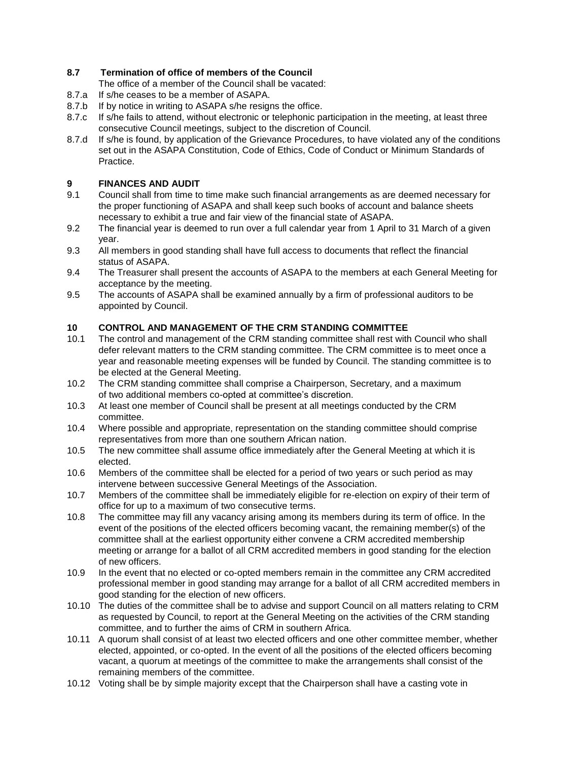**8.7 Termination of office of members of the Council**

The office of a member of the Council shall be vacated:

8.7.a If s/he ceases to be a member of ASAPA.

8.7.b If by notice in writing to ASAPA s/he resigns the office.

8.7.c If s/he fails to attend, without electronic or telephonic participation in the meeting, at least three consecutive Council meetings, subject to the discretion of Council.

8.7.d If s/he is found, by application of the Grievance Procedures, to have violated any of the conditions set out in the ASAPA Constitution, Code of Ethics, Code of Conduct or Minimum Standards of Practice.

## 9 FINANCES AND AUDIT

9.1 Council shall from time to time make such financial arrangements as are deemed necessary for the proper functioning of ASAPA and shall keep such books of account and balance sheets necessary to exhibit a true and fair view of the financial state of ASAPA.

9.2 The financial year is deemed to run over a full calendar year from 1 April to 31 March of a given year.

9.3 All members in good standing shall have full access to documents that reflect the financial status of ASAPA.

9.4 The Treasurer shall present the accounts of ASAPA to the members at each General Meeting for acceptance by the meeting.

9.5 The accounts of ASAPA shall be examined annually by a firm of professional auditors to be appointed by Council.

## 10 CONTROL AND MANAGEMENT OF THE CRM STANDING COMMITTEE

10.1 The control and management of the CRM standing committee shall rest with Council who shall defer relevant matters to the CRM standing committee. The CRM committee is to meet once a year and reasonable meeting expenses will be funded by Council. The standing committee is to be elected at the General Meeting.

10.2 The CRM standing committee shall comprise a Chairperson, Secretary, and a maximum of two additional members co-opted at committee's discretion.

10.3 At least one member of Council shall be present at all meetings conducted by the CRM committee.

10.4 Where possible and appropriate, representation on the standing committee should comprise representatives from more than one southern African nation.

10.5 The new committee shall assume office immediately after the General Meeting at which it is elected.

10.6 Members of the committee shall be elected for a period of two years or such period as may intervene between successive General Meetings of the Association.

10.7 Members of the committee shall be immediately eligible for re-election on expiry of their term of office for up to a maximum of two consecutive terms.

10.8 The committee may fill any vacancy arising among its members during its term of office. In the event of the positions of the elected officers becoming vacant, the remaining member(s) of the committee shall at the earliest opportunity either convene a CRM accredited membership meeting or arrange for a ballot of all CRM accredited members in good standing for the election of new officers.

10.9 In the event that no elected or co-opted members remain in the committee any CRM accredited professional member in good standing may arrange for a ballot of all CRM accredited members in good standing for the election of new officers.

10.10 The duties of the committee shall be to advise and support Council on all matters relating to CRM as requested by Council, to report at the General Meeting on the activities of the CRM standing committee, and to further the aims of CRM in southern Africa.

10.11 A quorum shall consist of at least two elected officers and one other committee member, whether elected, appointed, or co-opted. In the event of all the positions of the elected officers becoming vacant, a quorum at meetings of the committee to make the arrangements shall consist of the remaining members of the committee.

10.12 Voting shall be by simple majority except that the Chairperson shall have a casting vote in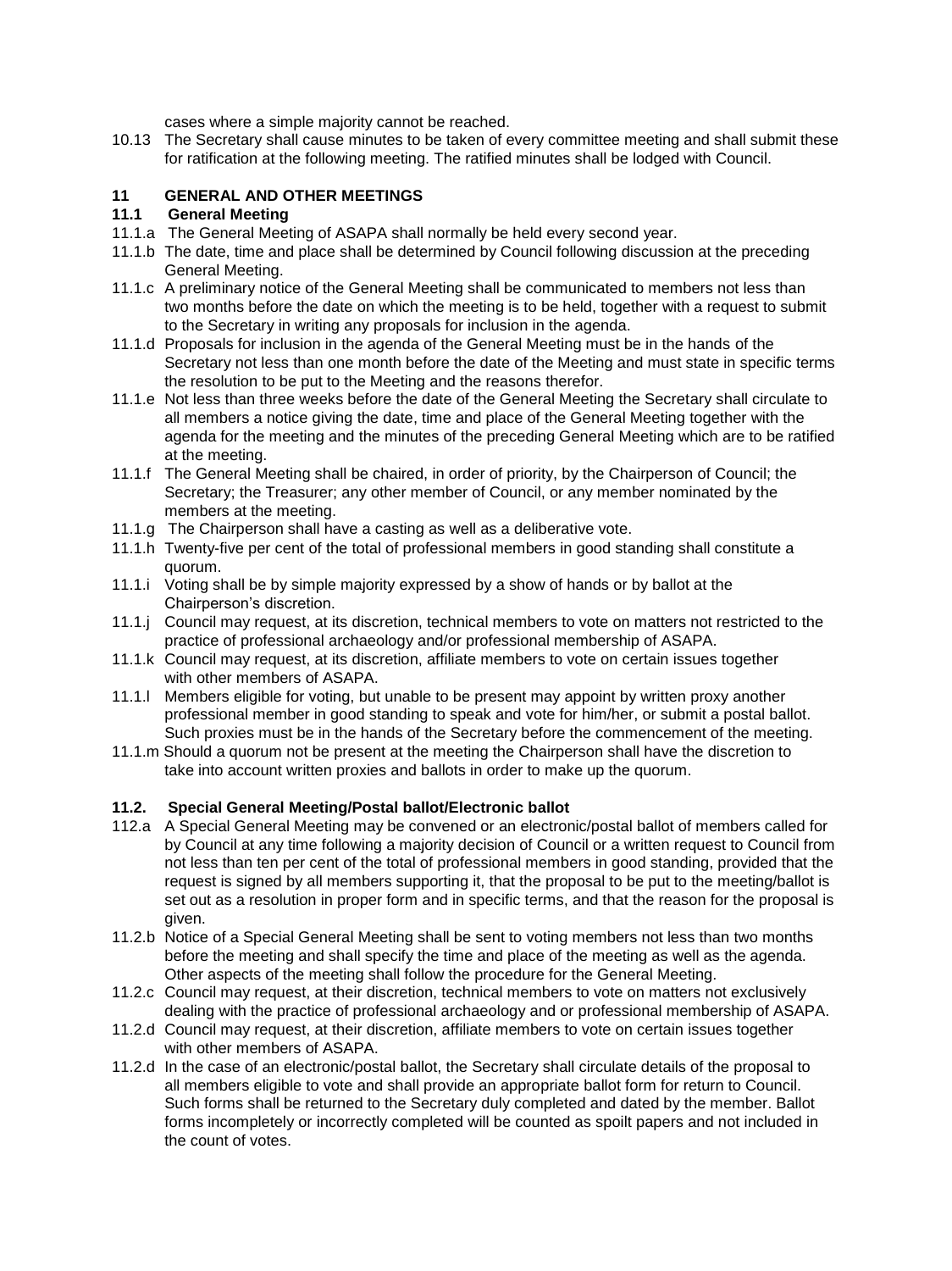cases where a simple majority cannot be reached.

10.13 The Secretary shall cause minutes to be taken of every committee meeting and shall submit these for ratification at the following meeting. The ratified minutes shall be lodged with Council.

## 11 GENERAL AND OTHER MEETINGS

### 11.1 General Meeting

11.1.a The General Meeting of ASAPA shall normally be held every second year.

11.1.b The date, time and place shall be determined by Council following discussion at the preceding General Meeting.

11.1.c A preliminary notice of the General Meeting shall be communicated to members not less than two months before the date on which the meeting is to be held, together with a request to submit to the Secretary in writing any proposals for inclusion in the agenda.

11.1.d Proposals for inclusion in the agenda of the General Meeting must be in the hands of the Secretary not less than one month before the date of the Meeting and must state in specific terms the resolution to be put to the Meeting and the reasons therefor.

11.1.e Not less than three weeks before the date of the General Meeting the Secretary shall circulate to all members a notice giving the date, time and place of the General Meeting together with the agenda for the meeting and the minutes of the preceding General Meeting which are to be ratified at the meeting.

11.1.f The General Meeting shall be chaired, in order of priority, by the Chairperson of Council; the Secretary; the Treasurer; any other member of Council, or any member nominated by the members at the meeting.

11.1.g The Chairperson shall have a casting as well as a deliberative vote.

11.1.h Twenty-five per cent of the total of professional members in good standing shall constitute a quorum.

11.1.i Voting shall be by simple majority expressed by a show of hands or by ballot at the Chairperson's discretion.

11.1.j Council may request, at its discretion, technical members to vote on matters not restricted to the practice of professional archaeology and/or professional membership of ASAPA.

11.1.k Council may request, at its discretion, affiliate members to vote on certain issues together with other members of ASAPA.

11.1.l Members eligible for voting, but unable to be present may appoint by written proxy another professional member in good standing to speak and vote for him/her, or submit a postal ballot. Such proxies must be in the hands of the Secretary before the commencement of the meeting.

11.1.m Should a quorum not be present at the meeting the Chairperson shall have the discretion to take into account written proxies and ballots in order to make up the quorum.

### 11.2. Special General Meeting/Postal ballot/Electronic ballot

112.a A Special General Meeting may be convened or an electronic/postal ballot of members called for by Council at any time following a majority decision of Council or a written request to Council from not less than ten per cent of the total of professional members in good standing, provided that the request is signed by all members supporting it, that the proposal to be put to the meeting/ballot is set out as a resolution in proper form and in specific terms, and that the reason for the proposal is given.

11.2.b Notice of a Special General Meeting shall be sent to voting members not less than two months before the meeting and shall specify the time and place of the meeting as well as the agenda. Other aspects of the meeting shall follow the procedure for the General Meeting.

11.2.c Council may request, at their discretion, technical members to vote on matters not exclusively dealing with the practice of professional archaeology and or professional membership of ASAPA.

11.2.d Council may request, at their discretion, affiliate members to vote on certain issues together with other members of ASAPA.

11.2.d In the case of an electronic/postal ballot, the Secretary shall circulate details of the proposal to all members eligible to vote and shall provide an appropriate ballot form for return to Council. Such forms shall be returned to the Secretary duly completed and dated by the member. Ballot forms incompletely or incorrectly completed will be counted as spoilt papers and not included in the count of votes.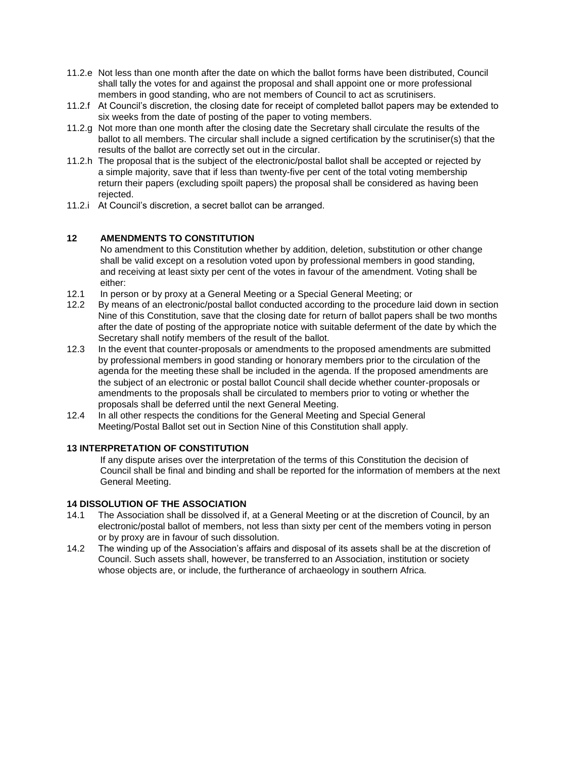- 11.2.e Not less than one month after the date on which the ballot forms have been distributed, Council shall tally the votes for and against the proposal and shall appoint one or more professional members in good standing, who are not members of Council to act as scrutinisers.
- 11.2.f At Council's discretion, the closing date for receipt of completed ballot papers may be extended to six weeks from the date of posting of the paper to voting members.
- 11.2.g Not more than one month after the closing date the Secretary shall circulate the results of the ballot to all members. The circular shall include a signed certification by the scrutiniser(s) that the results of the ballot are correctly set out in the circular.
- 11.2.h The proposal that is the subject of the electronic/postal ballot shall be accepted or rejected by a simple majority, save that if less than twenty-five per cent of the total voting membership return their papers (excluding spoilt papers) the proposal shall be considered as having been rejected.
- 11.2.i At Council's discretion, a secret ballot can be arranged.

## 12 AMENDMENTS TO CONSTITUTION

No amendment to this Constitution whether by addition, deletion, substitution or other change shall be valid except on a resolution voted upon by professional members in good standing, and receiving at least sixty per cent of the votes in favour of the amendment. Voting shall be either:

- 12.1 In person or by proxy at a General Meeting or a Special General Meeting; or
- 12.2 By means of an electronic/postal ballot conducted according to the procedure laid down in section Nine of this Constitution, save that the closing date for return of ballot papers shall be two months after the date of posting of the appropriate notice with suitable deferment of the date by which the Secretary shall notify members of the result of the ballot.
- 12.3 In the event that counter-proposals or amendments to the proposed amendments are submitted by professional members in good standing or honorary members prior to the circulation of the agenda for the meeting these shall be included in the agenda. If the proposed amendments are the subject of an electronic or postal ballot Council shall decide whether counter-proposals or amendments to the proposals shall be circulated to members prior to voting or whether the proposals shall be deferred until the next General Meeting.
- 12.4 In all other respects the conditions for the General Meeting and Special General Meeting/Postal Ballot set out in Section Nine of this Constitution shall apply.

## 13 INTERPRETATION OF CONSTITUTION

If any dispute arises over the interpretation of the terms of this Constitution the decision of Council shall be final and binding and shall be reported for the information of members at the next General Meeting.

## 14 DISSOLUTION OF THE ASSOCIATION

- 14.1 The Association shall be dissolved if, at a General Meeting or at the discretion of Council, by an electronic/postal ballot of members, not less than sixty per cent of the members voting in person or by proxy are in favour of such dissolution.
- 14.2 The winding up of the Association's affairs and disposal of its assets shall be at the discretion of Council. Such assets shall, however, be transferred to an Association, institution or society whose objects are, or include, the furtherance of archaeology in southern Africa.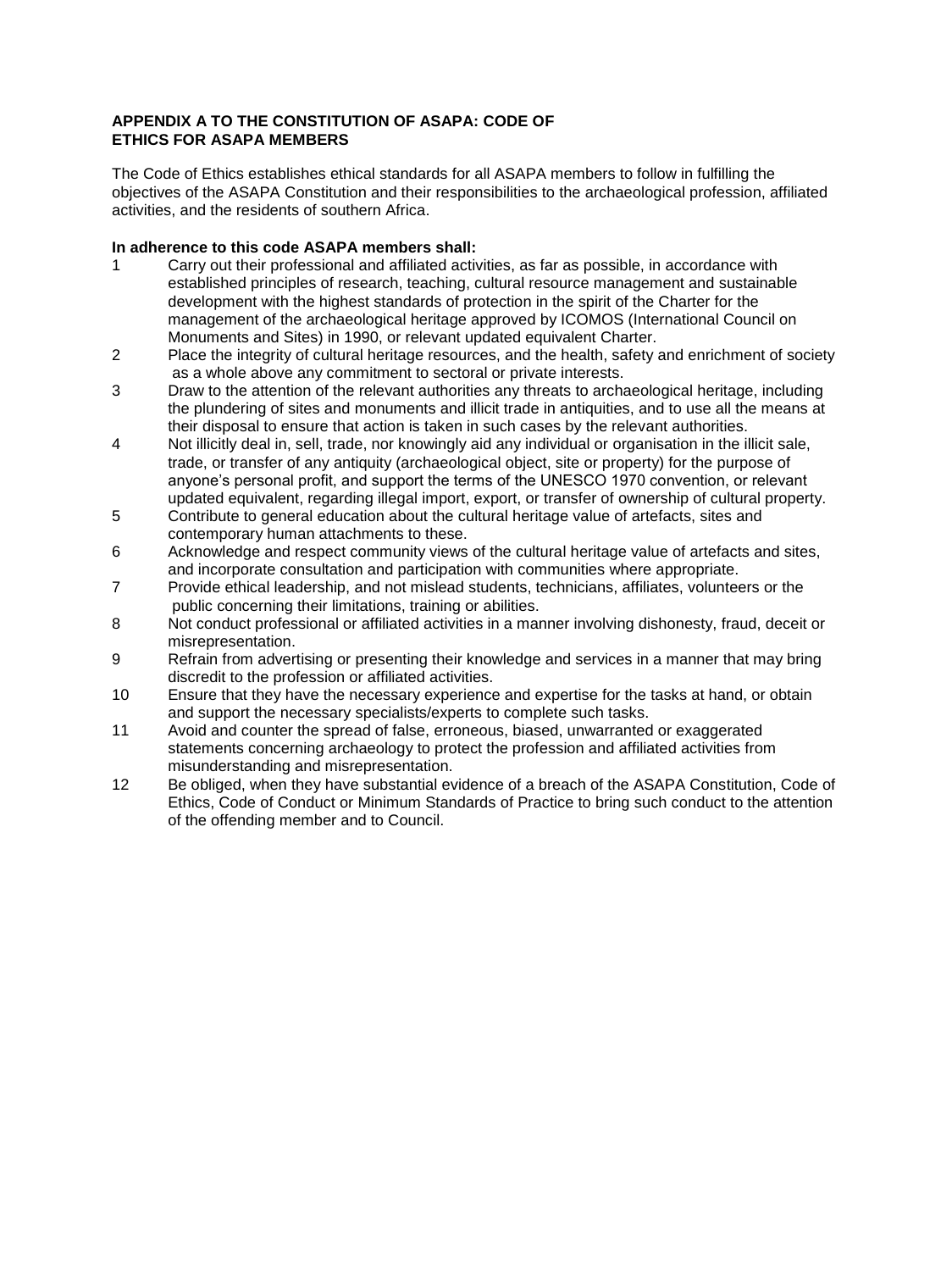## APPENDIX A TO THE CONSTITUTION OF ASAPA: CODE OF ETHICS FOR ASAPA MEMBERS

The Code of Ethics establishes ethical standards for all ASAPA members to follow in fulfilling the objectives of the ASAPA Constitution and their responsibilities to the archaeological profession, affiliated activities, and the residents of southern Africa.

**In adherence to this code ASAPA members shall:**

1. Carry out their professional and affiliated activities, as far as possible, in accordance with established principles of research, teaching, cultural resource management and sustainable development with the highest standards of protection in the spirit of the Charter for the management of the archaeological heritage approved by ICOMOS (International Council on Monuments and Sites) in 1990, or relevant updated equivalent Charter.
2. Place the integrity of cultural heritage resources, and the health, safety and enrichment of society as a whole above any commitment to sectoral or private interests.
3. Draw to the attention of the relevant authorities any threats to archaeological heritage, including the plundering of sites and monuments and illicit trade in antiquities, and to use all the means at their disposal to ensure that action is taken in such cases by the relevant authorities.
4. Not illicitly deal in, sell, trade, nor knowingly aid any individual or organisation in the illicit sale, trade, or transfer of any antiquity (archaeological object, site or property) for the purpose of anyone's personal profit, and support the terms of the UNESCO 1970 convention, or relevant updated equivalent, regarding illegal import, export, or transfer of ownership of cultural property.
5. Contribute to general education about the cultural heritage value of artefacts, sites and contemporary human attachments to these.
6. Acknowledge and respect community views of the cultural heritage value of artefacts and sites, and incorporate consultation and participation with communities where appropriate.
7. Provide ethical leadership, and not mislead students, technicians, affiliates, volunteers or the public concerning their limitations, training or abilities.
8. Not conduct professional or affiliated activities in a manner involving dishonesty, fraud, deceit or misrepresentation.
9. Refrain from advertising or presenting their knowledge and services in a manner that may bring discredit to the profession or affiliated activities.
10. Ensure that they have the necessary experience and expertise for the tasks at hand, or obtain and support the necessary specialists/experts to complete such tasks.
11. Avoid and counter the spread of false, erroneous, biased, unwarranted or exaggerated statements concerning archaeology to protect the profession and affiliated activities from misunderstanding and misrepresentation.
12. Be obliged, when they have substantial evidence of a breach of the ASAPA Constitution, Code of Ethics, Code of Conduct or Minimum Standards of Practice to bring such conduct to the attention of the offending member and to Council.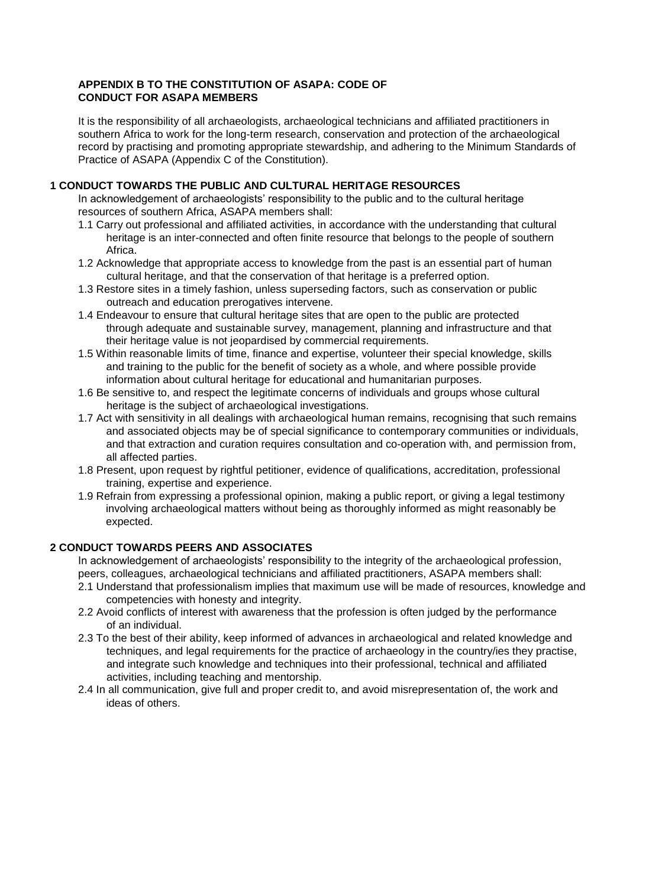## APPENDIX B TO THE CONSTITUTION OF ASAPA: CODE OF CONDUCT FOR ASAPA MEMBERS

It is the responsibility of all archaeologists, archaeological technicians and affiliated practitioners in southern Africa to work for the long-term research, conservation and protection of the archaeological record by practising and promoting appropriate stewardship, and adhering to the Minimum Standards of Practice of ASAPA (Appendix C of the Constitution).

### 1 CONDUCT TOWARDS THE PUBLIC AND CULTURAL HERITAGE RESOURCES

In acknowledgement of archaeologists' responsibility to the public and to the cultural heritage resources of southern Africa, ASAPA members shall:

1.1 Carry out professional and affiliated activities, in accordance with the understanding that cultural heritage is an inter-connected and often finite resource that belongs to the people of southern Africa.

1.2 Acknowledge that appropriate access to knowledge from the past is an essential part of human cultural heritage, and that the conservation of that heritage is a preferred option.

1.3 Restore sites in a timely fashion, unless superseding factors, such as conservation or public outreach and education prerogatives intervene.

1.4 Endeavour to ensure that cultural heritage sites that are open to the public are protected through adequate and sustainable survey, management, planning and infrastructure and that their heritage value is not jeopardised by commercial requirements.

1.5 Within reasonable limits of time, finance and expertise, volunteer their special knowledge, skills and training to the public for the benefit of society as a whole, and where possible provide information about cultural heritage for educational and humanitarian purposes.

1.6 Be sensitive to, and respect the legitimate concerns of individuals and groups whose cultural heritage is the subject of archaeological investigations.

1.7 Act with sensitivity in all dealings with archaeological human remains, recognising that such remains and associated objects may be of special significance to contemporary communities or individuals, and that extraction and curation requires consultation and co-operation with, and permission from, all affected parties.

1.8 Present, upon request by rightful petitioner, evidence of qualifications, accreditation, professional training, expertise and experience.

1.9 Refrain from expressing a professional opinion, making a public report, or giving a legal testimony involving archaeological matters without being as thoroughly informed as might reasonably be expected.

### 2 CONDUCT TOWARDS PEERS AND ASSOCIATES

In acknowledgement of archaeologists' responsibility to the integrity of the archaeological profession, peers, colleagues, archaeological technicians and affiliated practitioners, ASAPA members shall:

2.1 Understand that professionalism implies that maximum use will be made of resources, knowledge and competencies with honesty and integrity.

2.2 Avoid conflicts of interest with awareness that the profession is often judged by the performance of an individual.

2.3 To the best of their ability, keep informed of advances in archaeological and related knowledge and techniques, and legal requirements for the practice of archaeology in the country/ies they practise, and integrate such knowledge and techniques into their professional, technical and affiliated activities, including teaching and mentorship.

2.4 In all communication, give full and proper credit to, and avoid misrepresentation of, the work and ideas of others.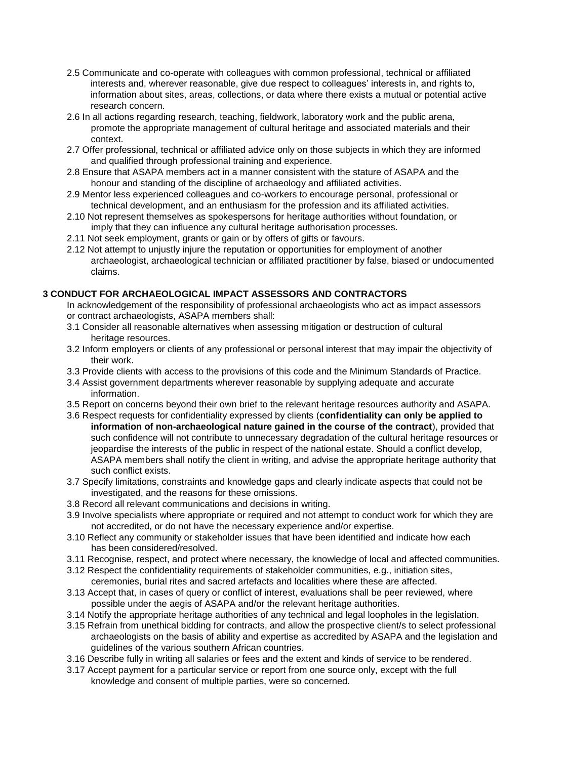2.5 Communicate and co-operate with colleagues with common professional, technical or affiliated interests and, wherever reasonable, give due respect to colleagues' interests in, and rights to, information about sites, areas, collections, or data where there exists a mutual or potential active research concern.

2.6 In all actions regarding research, teaching, fieldwork, laboratory work and the public arena, promote the appropriate management of cultural heritage and associated materials and their context.

2.7 Offer professional, technical or affiliated advice only on those subjects in which they are informed and qualified through professional training and experience.

2.8 Ensure that ASAPA members act in a manner consistent with the stature of ASAPA and the honour and standing of the discipline of archaeology and affiliated activities.

2.9 Mentor less experienced colleagues and co-workers to encourage personal, professional or technical development, and an enthusiasm for the profession and its affiliated activities.

2.10 Not represent themselves as spokespersons for heritage authorities without foundation, or imply that they can influence any cultural heritage authorisation processes.

2.11 Not seek employment, grants or gain or by offers of gifts or favours.

2.12 Not attempt to unjustly injure the reputation or opportunities for employment of another archaeologist, archaeological technician or affiliated practitioner by false, biased or undocumented claims.

## 3 CONDUCT FOR ARCHAEOLOGICAL IMPACT ASSESSORS AND CONTRACTORS

In acknowledgement of the responsibility of professional archaeologists who act as impact assessors or contract archaeologists, ASAPA members shall:

3.1 Consider all reasonable alternatives when assessing mitigation or destruction of cultural heritage resources.

3.2 Inform employers or clients of any professional or personal interest that may impair the objectivity of their work.

3.3 Provide clients with access to the provisions of this code and the Minimum Standards of Practice.

3.4 Assist government departments wherever reasonable by supplying adequate and accurate information.

3.5 Report on concerns beyond their own brief to the relevant heritage resources authority and ASAPA.

3.6 Respect requests for confidentiality expressed by clients (**confidentiality can only be applied to information of non-archaeological nature gained in the course of the contract**), provided that such confidence will not contribute to unnecessary degradation of the cultural heritage resources or jeopardise the interests of the public in respect of the national estate. Should a conflict develop, ASAPA members shall notify the client in writing, and advise the appropriate heritage authority that such conflict exists.

3.7 Specify limitations, constraints and knowledge gaps and clearly indicate aspects that could not be investigated, and the reasons for these omissions.

3.8 Record all relevant communications and decisions in writing.

3.9 Involve specialists where appropriate or required and not attempt to conduct work for which they are not accredited, or do not have the necessary experience and/or expertise.

3.10 Reflect any community or stakeholder issues that have been identified and indicate how each has been considered/resolved.

3.11 Recognise, respect, and protect where necessary, the knowledge of local and affected communities.

3.12 Respect the confidentiality requirements of stakeholder communities, e.g., initiation sites, ceremonies, burial rites and sacred artefacts and localities where these are affected.

3.13 Accept that, in cases of query or conflict of interest, evaluations shall be peer reviewed, where possible under the aegis of ASAPA and/or the relevant heritage authorities.

3.14 Notify the appropriate heritage authorities of any technical and legal loopholes in the legislation.

3.15 Refrain from unethical bidding for contracts, and allow the prospective client/s to select professional archaeologists on the basis of ability and expertise as accredited by ASAPA and the legislation and guidelines of the various southern African countries.

3.16 Describe fully in writing all salaries or fees and the extent and kinds of service to be rendered.

3.17 Accept payment for a particular service or report from one source only, except with the full knowledge and consent of multiple parties, were so concerned.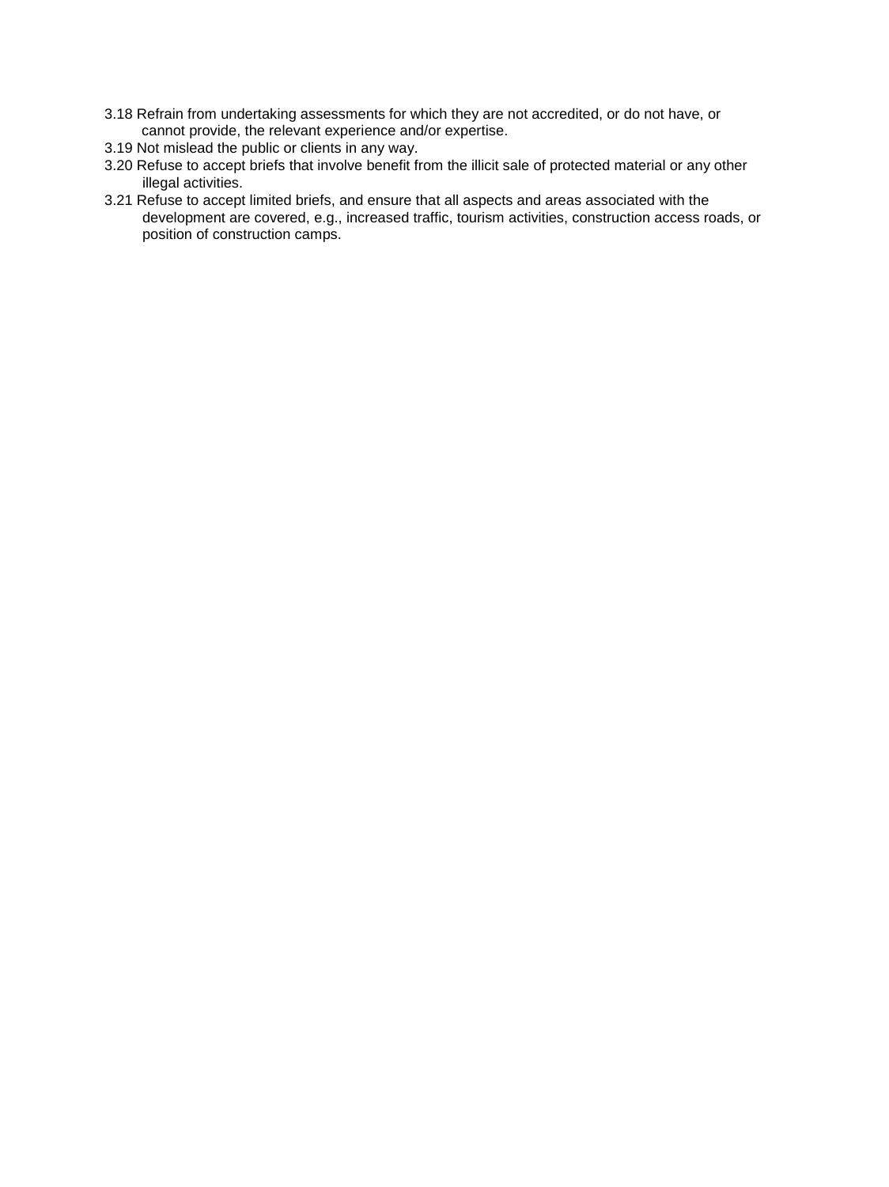3.18 Refrain from undertaking assessments for which they are not accredited, or do not have, or cannot provide, the relevant experience and/or expertise.

3.19 Not mislead the public or clients in any way.

3.20 Refuse to accept briefs that involve benefit from the illicit sale of protected material or any other illegal activities.

3.21 Refuse to accept limited briefs, and ensure that all aspects and areas associated with the development are covered, e.g., increased traffic, tourism activities, construction access roads, or position of construction camps.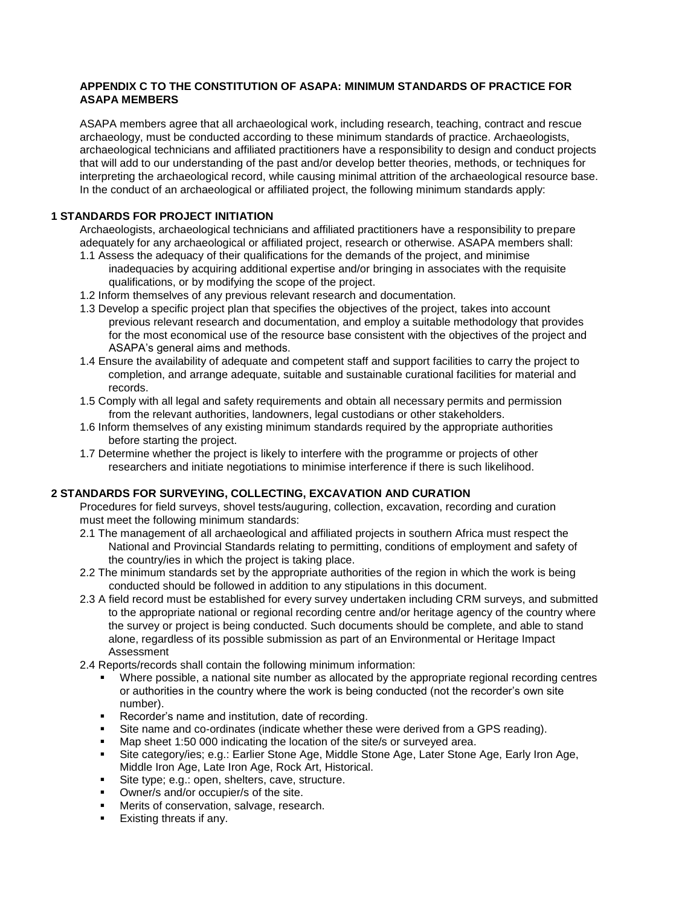**APPENDIX C TO THE CONSTITUTION OF ASAPA: MINIMUM STANDARDS OF PRACTICE FOR ASAPA MEMBERS**

ASAPA members agree that all archaeological work, including research, teaching, contract and rescue archaeology, must be conducted according to these minimum standards of practice. Archaeologists, archaeological technicians and affiliated practitioners have a responsibility to design and conduct projects that will add to our understanding of the past and/or develop better theories, methods, or techniques for interpreting the archaeological record, while causing minimal attrition of the archaeological resource base. In the conduct of an archaeological or affiliated project, the following minimum standards apply:

**1 STANDARDS FOR PROJECT INITIATION**

Archaeologists, archaeological technicians and affiliated practitioners have a responsibility to prepare adequately for any archaeological or affiliated project, research or otherwise. ASAPA members shall:

1.1 Assess the adequacy of their qualifications for the demands of the project, and minimise inadequacies by acquiring additional expertise and/or bringing in associates with the requisite qualifications, or by modifying the scope of the project.

1.2 Inform themselves of any previous relevant research and documentation.

1.3 Develop a specific project plan that specifies the objectives of the project, takes into account previous relevant research and documentation, and employ a suitable methodology that provides for the most economical use of the resource base consistent with the objectives of the project and ASAPA's general aims and methods.

1.4 Ensure the availability of adequate and competent staff and support facilities to carry the project to completion, and arrange adequate, suitable and sustainable curational facilities for material and records.

1.5 Comply with all legal and safety requirements and obtain all necessary permits and permission from the relevant authorities, landowners, legal custodians or other stakeholders.

1.6 Inform themselves of any existing minimum standards required by the appropriate authorities before starting the project.

1.7 Determine whether the project is likely to interfere with the programme or projects of other researchers and initiate negotiations to minimise interference if there is such likelihood.

**2 STANDARDS FOR SURVEYING, COLLECTING, EXCAVATION AND CURATION**

Procedures for field surveys, shovel tests/auguring, collection, excavation, recording and curation must meet the following minimum standards:

2.1 The management of all archaeological and affiliated projects in southern Africa must respect the National and Provincial Standards relating to permitting, conditions of employment and safety of the country/ies in which the project is taking place.

2.2 The minimum standards set by the appropriate authorities of the region in which the work is being conducted should be followed in addition to any stipulations in this document.

2.3 A field record must be established for every survey undertaken including CRM surveys, and submitted to the appropriate national or regional recording centre and/or heritage agency of the country where the survey or project is being conducted. Such documents should be complete, and able to stand alone, regardless of its possible submission as part of an Environmental or Heritage Impact Assessment

2.4 Reports/records shall contain the following minimum information:

- Where possible, a national site number as allocated by the appropriate regional recording centres or authorities in the country where the work is being conducted (not the recorder's own site number).
- Recorder's name and institution, date of recording.
- Site name and co-ordinates (indicate whether these were derived from a GPS reading).
- Map sheet 1:50 000 indicating the location of the site/s or surveyed area.
- Site category/ies; e.g.: Earlier Stone Age, Middle Stone Age, Later Stone Age, Early Iron Age, Middle Iron Age, Late Iron Age, Rock Art, Historical.
- Site type; e.g.: open, shelters, cave, structure.
- Owner/s and/or occupier/s of the site.
- Merits of conservation, salvage, research.
- Existing threats if any.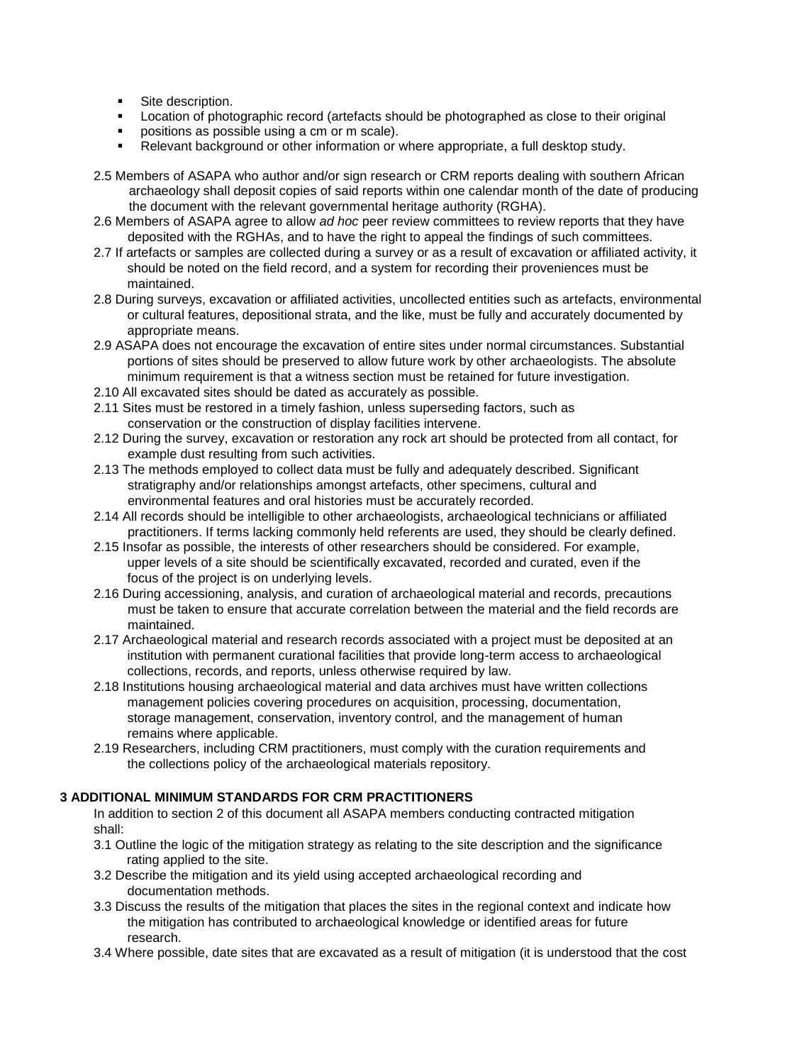- Site description.
- Location of photographic record (artefacts should be photographed as close to their original
- positions as possible using a cm or m scale).
- Relevant background or other information or where appropriate, a full desktop study.

2.5 Members of ASAPA who author and/or sign research or CRM reports dealing with southern African archaeology shall deposit copies of said reports within one calendar month of the date of producing the document with the relevant governmental heritage authority (RGHA).

2.6 Members of ASAPA agree to allow *ad hoc* peer review committees to review reports that they have deposited with the RGHAs, and to have the right to appeal the findings of such committees.

2.7 If artefacts or samples are collected during a survey or as a result of excavation or affiliated activity, it should be noted on the field record, and a system for recording their proveniences must be maintained.

2.8 During surveys, excavation or affiliated activities, uncollected entities such as artefacts, environmental or cultural features, depositional strata, and the like, must be fully and accurately documented by appropriate means.

2.9 ASAPA does not encourage the excavation of entire sites under normal circumstances. Substantial portions of sites should be preserved to allow future work by other archaeologists. The absolute minimum requirement is that a witness section must be retained for future investigation.

2.10 All excavated sites should be dated as accurately as possible.

2.11 Sites must be restored in a timely fashion, unless superseding factors, such as conservation or the construction of display facilities intervene.

2.12 During the survey, excavation or restoration any rock art should be protected from all contact, for example dust resulting from such activities.

2.13 The methods employed to collect data must be fully and adequately described. Significant stratigraphy and/or relationships amongst artefacts, other specimens, cultural and environmental features and oral histories must be accurately recorded.

2.14 All records should be intelligible to other archaeologists, archaeological technicians or affiliated practitioners. If terms lacking commonly held referents are used, they should be clearly defined.

2.15 Insofar as possible, the interests of other researchers should be considered. For example, upper levels of a site should be scientifically excavated, recorded and curated, even if the focus of the project is on underlying levels.

2.16 During accessioning, analysis, and curation of archaeological material and records, precautions must be taken to ensure that accurate correlation between the material and the field records are maintained.

2.17 Archaeological material and research records associated with a project must be deposited at an institution with permanent curational facilities that provide long-term access to archaeological collections, records, and reports, unless otherwise required by law.

2.18 Institutions housing archaeological material and data archives must have written collections management policies covering procedures on acquisition, processing, documentation, storage management, conservation, inventory control, and the management of human remains where applicable.

2.19 Researchers, including CRM practitioners, must comply with the curation requirements and the collections policy of the archaeological materials repository.

**3 ADDITIONAL MINIMUM STANDARDS FOR CRM PRACTITIONERS**

In addition to section 2 of this document all ASAPA members conducting contracted mitigation shall:

3.1 Outline the logic of the mitigation strategy as relating to the site description and the significance rating applied to the site.

3.2 Describe the mitigation and its yield using accepted archaeological recording and documentation methods.

3.3 Discuss the results of the mitigation that places the sites in the regional context and indicate how the mitigation has contributed to archaeological knowledge or identified areas for future research.

3.4 Where possible, date sites that are excavated as a result of mitigation (it is understood that the cost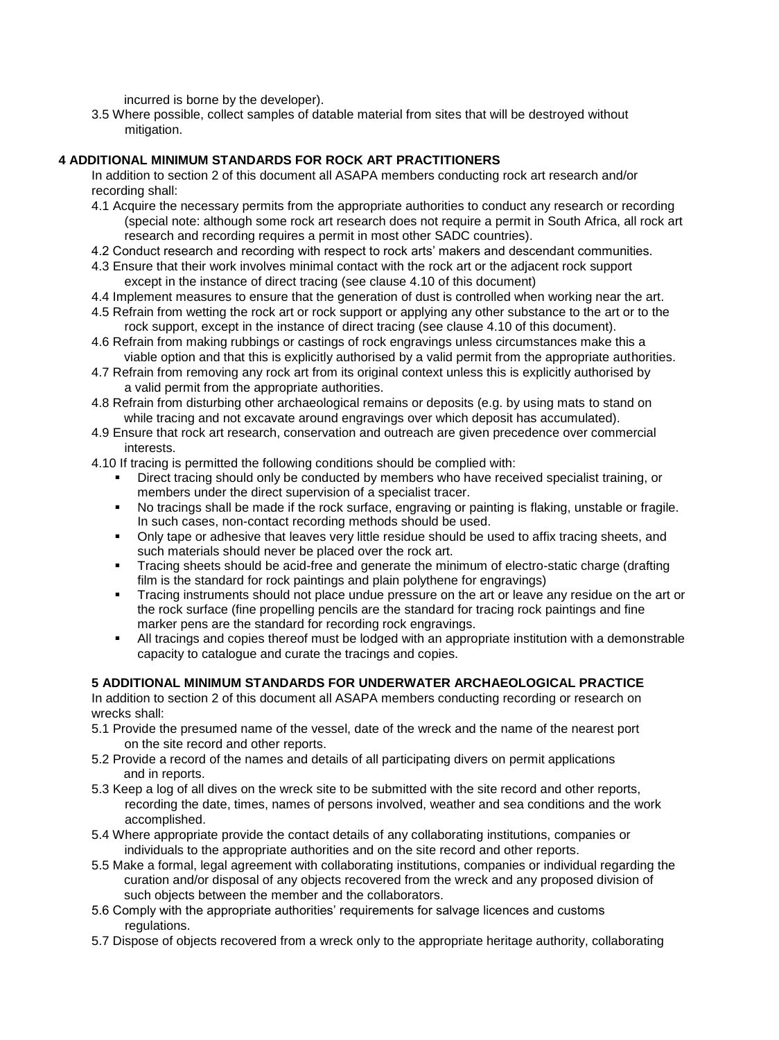incurred is borne by the developer).

3.5 Where possible, collect samples of datable material from sites that will be destroyed without mitigation.

## 4 ADDITIONAL MINIMUM STANDARDS FOR ROCK ART PRACTITIONERS

In addition to section 2 of this document all ASAPA members conducting rock art research and/or recording shall:

4.1 Acquire the necessary permits from the appropriate authorities to conduct any research or recording (special note: although some rock art research does not require a permit in South Africa, all rock art research and recording requires a permit in most other SADC countries).

4.2 Conduct research and recording with respect to rock arts' makers and descendant communities.

4.3 Ensure that their work involves minimal contact with the rock art or the adjacent rock support except in the instance of direct tracing (see clause 4.10 of this document)

4.4 Implement measures to ensure that the generation of dust is controlled when working near the art.

4.5 Refrain from wetting the rock art or rock support or applying any other substance to the art or to the rock support, except in the instance of direct tracing (see clause 4.10 of this document).

4.6 Refrain from making rubbings or castings of rock engravings unless circumstances make this a viable option and that this is explicitly authorised by a valid permit from the appropriate authorities.

4.7 Refrain from removing any rock art from its original context unless this is explicitly authorised by a valid permit from the appropriate authorities.

4.8 Refrain from disturbing other archaeological remains or deposits (e.g. by using mats to stand on while tracing and not excavate around engravings over which deposit has accumulated).

4.9 Ensure that rock art research, conservation and outreach are given precedence over commercial interests.

4.10 If tracing is permitted the following conditions should be complied with:

- Direct tracing should only be conducted by members who have received specialist training, or members under the direct supervision of a specialist tracer.
- No tracings shall be made if the rock surface, engraving or painting is flaking, unstable or fragile. In such cases, non-contact recording methods should be used.
- Only tape or adhesive that leaves very little residue should be used to affix tracing sheets, and such materials should never be placed over the rock art.
- Tracing sheets should be acid-free and generate the minimum of electro-static charge (drafting film is the standard for rock paintings and plain polythene for engravings)
- Tracing instruments should not place undue pressure on the art or leave any residue on the art or the rock surface (fine propelling pencils are the standard for tracing rock paintings and fine marker pens are the standard for recording rock engravings.
- All tracings and copies thereof must be lodged with an appropriate institution with a demonstrable capacity to catalogue and curate the tracings and copies.

## 5 ADDITIONAL MINIMUM STANDARDS FOR UNDERWATER ARCHAEOLOGICAL PRACTICE

In addition to section 2 of this document all ASAPA members conducting recording or research on wrecks shall:

5.1 Provide the presumed name of the vessel, date of the wreck and the name of the nearest port on the site record and other reports.

5.2 Provide a record of the names and details of all participating divers on permit applications and in reports.

5.3 Keep a log of all dives on the wreck site to be submitted with the site record and other reports, recording the date, times, names of persons involved, weather and sea conditions and the work accomplished.

5.4 Where appropriate provide the contact details of any collaborating institutions, companies or individuals to the appropriate authorities and on the site record and other reports.

5.5 Make a formal, legal agreement with collaborating institutions, companies or individual regarding the curation and/or disposal of any objects recovered from the wreck and any proposed division of such objects between the member and the collaborators.

5.6 Comply with the appropriate authorities' requirements for salvage licences and customs regulations.

5.7 Dispose of objects recovered from a wreck only to the appropriate heritage authority, collaborating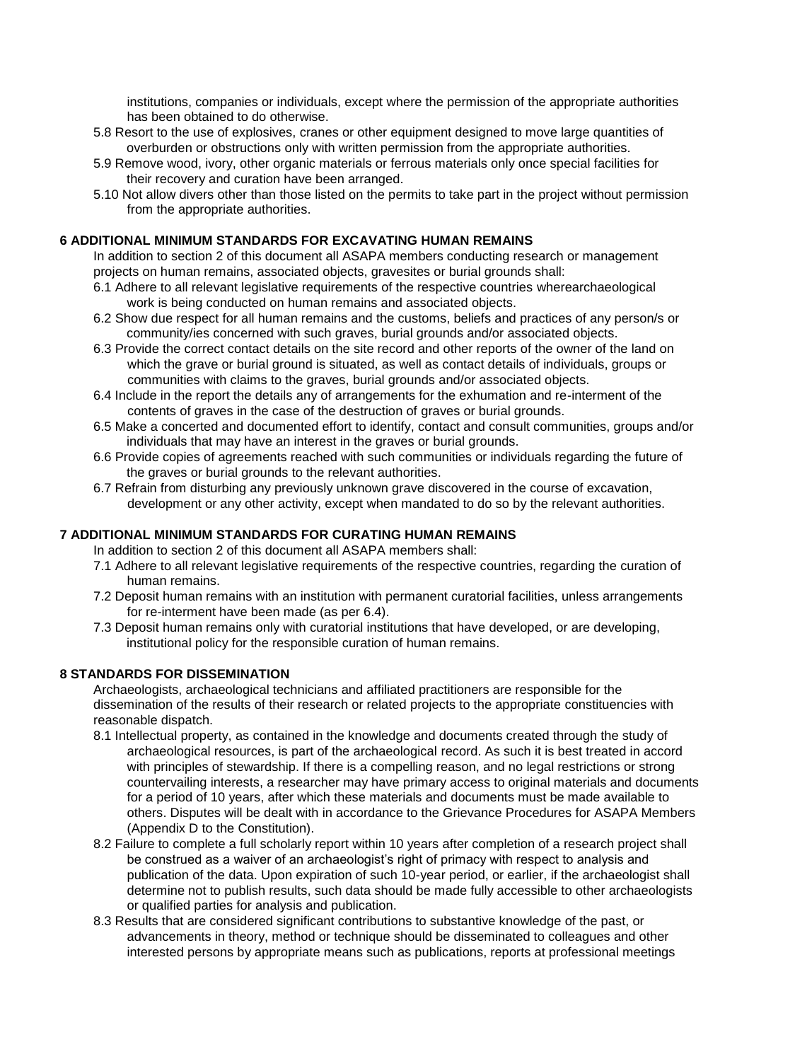institutions, companies or individuals, except where the permission of the appropriate authorities has been obtained to do otherwise.

5.8 Resort to the use of explosives, cranes or other equipment designed to move large quantities of overburden or obstructions only with written permission from the appropriate authorities.

5.9 Remove wood, ivory, other organic materials or ferrous materials only once special facilities for their recovery and curation have been arranged.

5.10 Not allow divers other than those listed on the permits to take part in the project without permission from the appropriate authorities.

**6 ADDITIONAL MINIMUM STANDARDS FOR EXCAVATING HUMAN REMAINS**

In addition to section 2 of this document all ASAPA members conducting research or management projects on human remains, associated objects, gravesites or burial grounds shall:

6.1 Adhere to all relevant legislative requirements of the respective countries wherearchaeological work is being conducted on human remains and associated objects.

6.2 Show due respect for all human remains and the customs, beliefs and practices of any person/s or community/ies concerned with such graves, burial grounds and/or associated objects.

6.3 Provide the correct contact details on the site record and other reports of the owner of the land on which the grave or burial ground is situated, as well as contact details of individuals, groups or communities with claims to the graves, burial grounds and/or associated objects.

6.4 Include in the report the details any of arrangements for the exhumation and re-interment of the contents of graves in the case of the destruction of graves or burial grounds.

6.5 Make a concerted and documented effort to identify, contact and consult communities, groups and/or individuals that may have an interest in the graves or burial grounds.

6.6 Provide copies of agreements reached with such communities or individuals regarding the future of the graves or burial grounds to the relevant authorities.

6.7 Refrain from disturbing any previously unknown grave discovered in the course of excavation, development or any other activity, except when mandated to do so by the relevant authorities.

**7 ADDITIONAL MINIMUM STANDARDS FOR CURATING HUMAN REMAINS**

In addition to section 2 of this document all ASAPA members shall:

7.1 Adhere to all relevant legislative requirements of the respective countries, regarding the curation of human remains.

7.2 Deposit human remains with an institution with permanent curatorial facilities, unless arrangements for re-interment have been made (as per 6.4).

7.3 Deposit human remains only with curatorial institutions that have developed, or are developing, institutional policy for the responsible curation of human remains.

**8 STANDARDS FOR DISSEMINATION**

Archaeologists, archaeological technicians and affiliated practitioners are responsible for the dissemination of the results of their research or related projects to the appropriate constituencies with reasonable dispatch.

8.1 Intellectual property, as contained in the knowledge and documents created through the study of archaeological resources, is part of the archaeological record. As such it is best treated in accord with principles of stewardship. If there is a compelling reason, and no legal restrictions or strong countervailing interests, a researcher may have primary access to original materials and documents for a period of 10 years, after which these materials and documents must be made available to others. Disputes will be dealt with in accordance to the Grievance Procedures for ASAPA Members (Appendix D to the Constitution).

8.2 Failure to complete a full scholarly report within 10 years after completion of a research project shall be construed as a waiver of an archaeologist's right of primacy with respect to analysis and publication of the data. Upon expiration of such 10-year period, or earlier, if the archaeologist shall determine not to publish results, such data should be made fully accessible to other archaeologists or qualified parties for analysis and publication.

8.3 Results that are considered significant contributions to substantive knowledge of the past, or advancements in theory, method or technique should be disseminated to colleagues and other interested persons by appropriate means such as publications, reports at professional meetings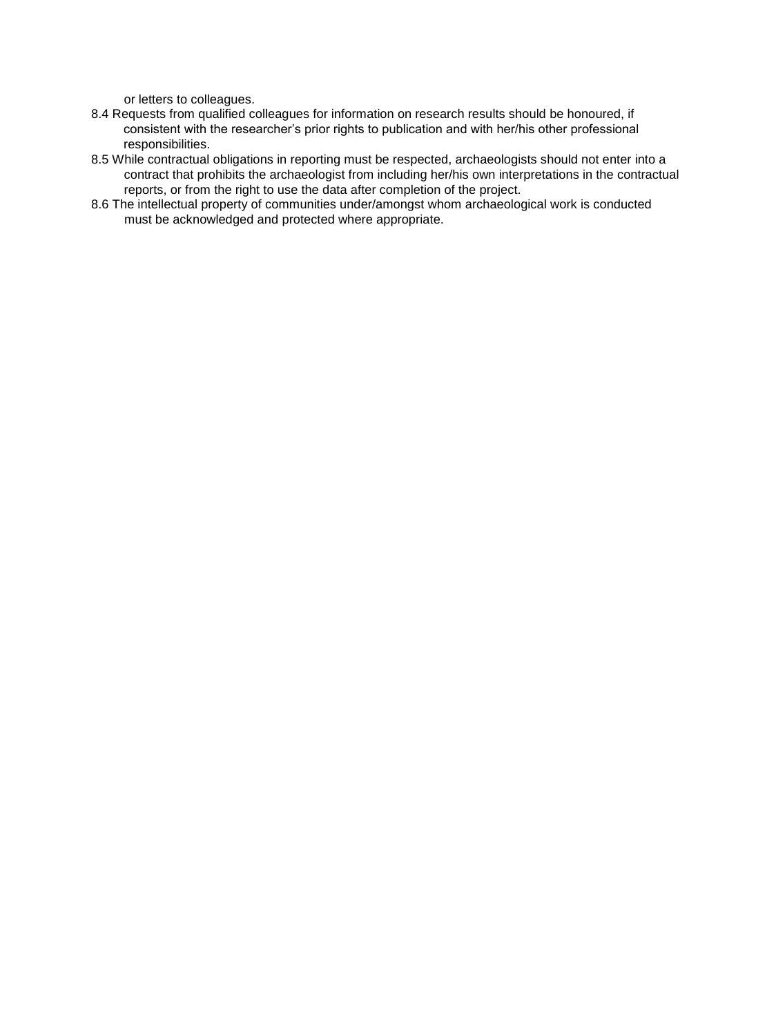or letters to colleagues.

8.4 Requests from qualified colleagues for information on research results should be honoured, if consistent with the researcher's prior rights to publication and with her/his other professional responsibilities.

8.5 While contractual obligations in reporting must be respected, archaeologists should not enter into a contract that prohibits the archaeologist from including her/his own interpretations in the contractual reports, or from the right to use the data after completion of the project.

8.6 The intellectual property of communities under/amongst whom archaeological work is conducted must be acknowledged and protected where appropriate.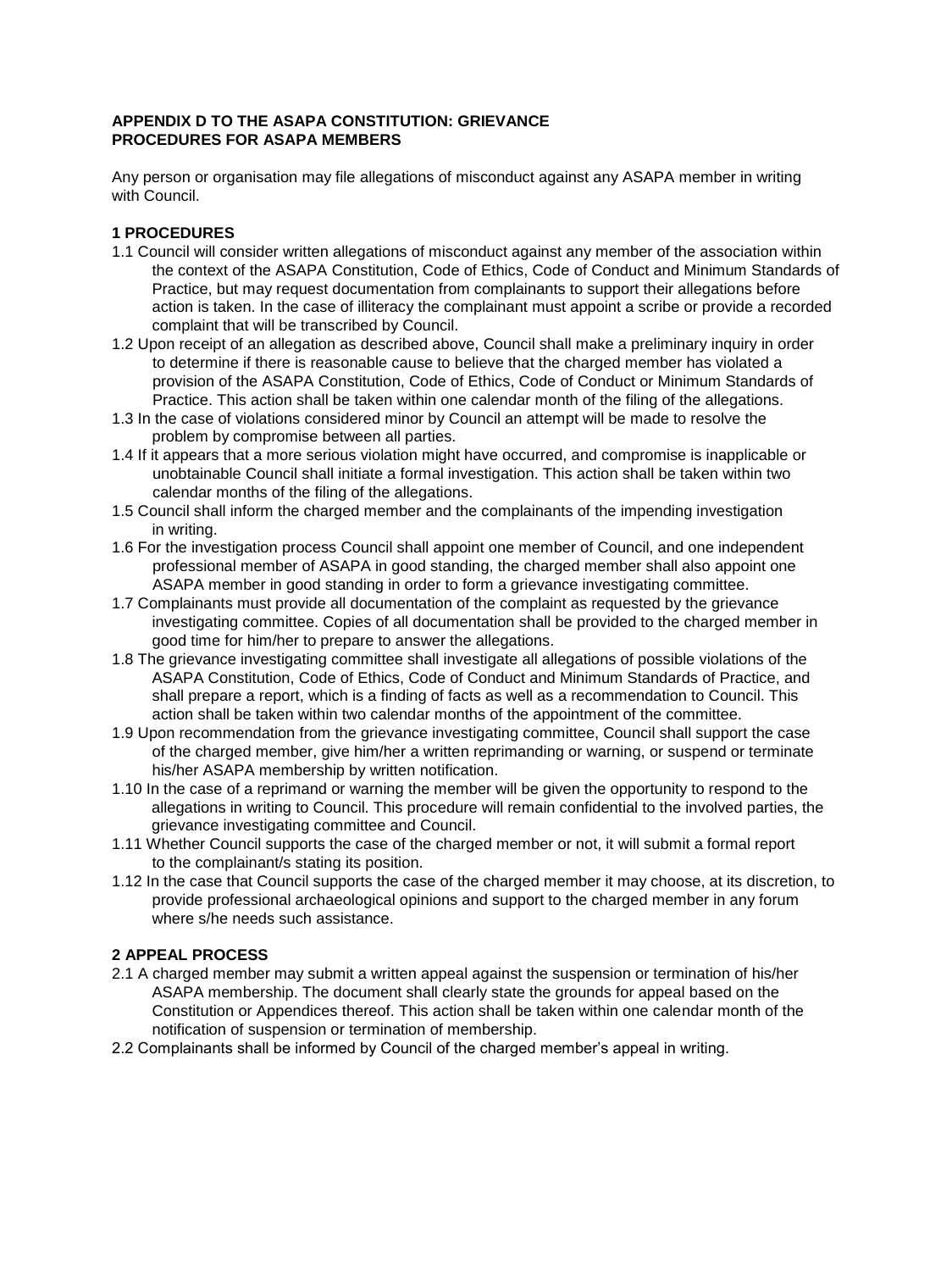**APPENDIX D TO THE ASAPA CONSTITUTION: GRIEVANCE PROCEDURES FOR ASAPA MEMBERS**

Any person or organisation may file allegations of misconduct against any ASAPA member in writing with Council.

**1 PROCEDURES**

1.1 Council will consider written allegations of misconduct against any member of the association within the context of the ASAPA Constitution, Code of Ethics, Code of Conduct and Minimum Standards of Practice, but may request documentation from complainants to support their allegations before action is taken. In the case of illiteracy the complainant must appoint a scribe or provide a recorded complaint that will be transcribed by Council.

1.2 Upon receipt of an allegation as described above, Council shall make a preliminary inquiry in order to determine if there is reasonable cause to believe that the charged member has violated a provision of the ASAPA Constitution, Code of Ethics, Code of Conduct or Minimum Standards of Practice. This action shall be taken within one calendar month of the filing of the allegations.

1.3 In the case of violations considered minor by Council an attempt will be made to resolve the problem by compromise between all parties.

1.4 If it appears that a more serious violation might have occurred, and compromise is inapplicable or unobtainable Council shall initiate a formal investigation. This action shall be taken within two calendar months of the filing of the allegations.

1.5 Council shall inform the charged member and the complainants of the impending investigation in writing.

1.6 For the investigation process Council shall appoint one member of Council, and one independent professional member of ASAPA in good standing, the charged member shall also appoint one ASAPA member in good standing in order to form a grievance investigating committee.

1.7 Complainants must provide all documentation of the complaint as requested by the grievance investigating committee. Copies of all documentation shall be provided to the charged member in good time for him/her to prepare to answer the allegations.

1.8 The grievance investigating committee shall investigate all allegations of possible violations of the ASAPA Constitution, Code of Ethics, Code of Conduct and Minimum Standards of Practice, and shall prepare a report, which is a finding of facts as well as a recommendation to Council. This action shall be taken within two calendar months of the appointment of the committee.

1.9 Upon recommendation from the grievance investigating committee, Council shall support the case of the charged member, give him/her a written reprimanding or warning, or suspend or terminate his/her ASAPA membership by written notification.

1.10 In the case of a reprimand or warning the member will be given the opportunity to respond to the allegations in writing to Council. This procedure will remain confidential to the involved parties, the grievance investigating committee and Council.

1.11 Whether Council supports the case of the charged member or not, it will submit a formal report to the complainant/s stating its position.

1.12 In the case that Council supports the case of the charged member it may choose, at its discretion, to provide professional archaeological opinions and support to the charged member in any forum where s/he needs such assistance.

**2 APPEAL PROCESS**

2.1 A charged member may submit a written appeal against the suspension or termination of his/her ASAPA membership. The document shall clearly state the grounds for appeal based on the Constitution or Appendices thereof. This action shall be taken within one calendar month of the notification of suspension or termination of membership.

2.2 Complainants shall be informed by Council of the charged member's appeal in writing.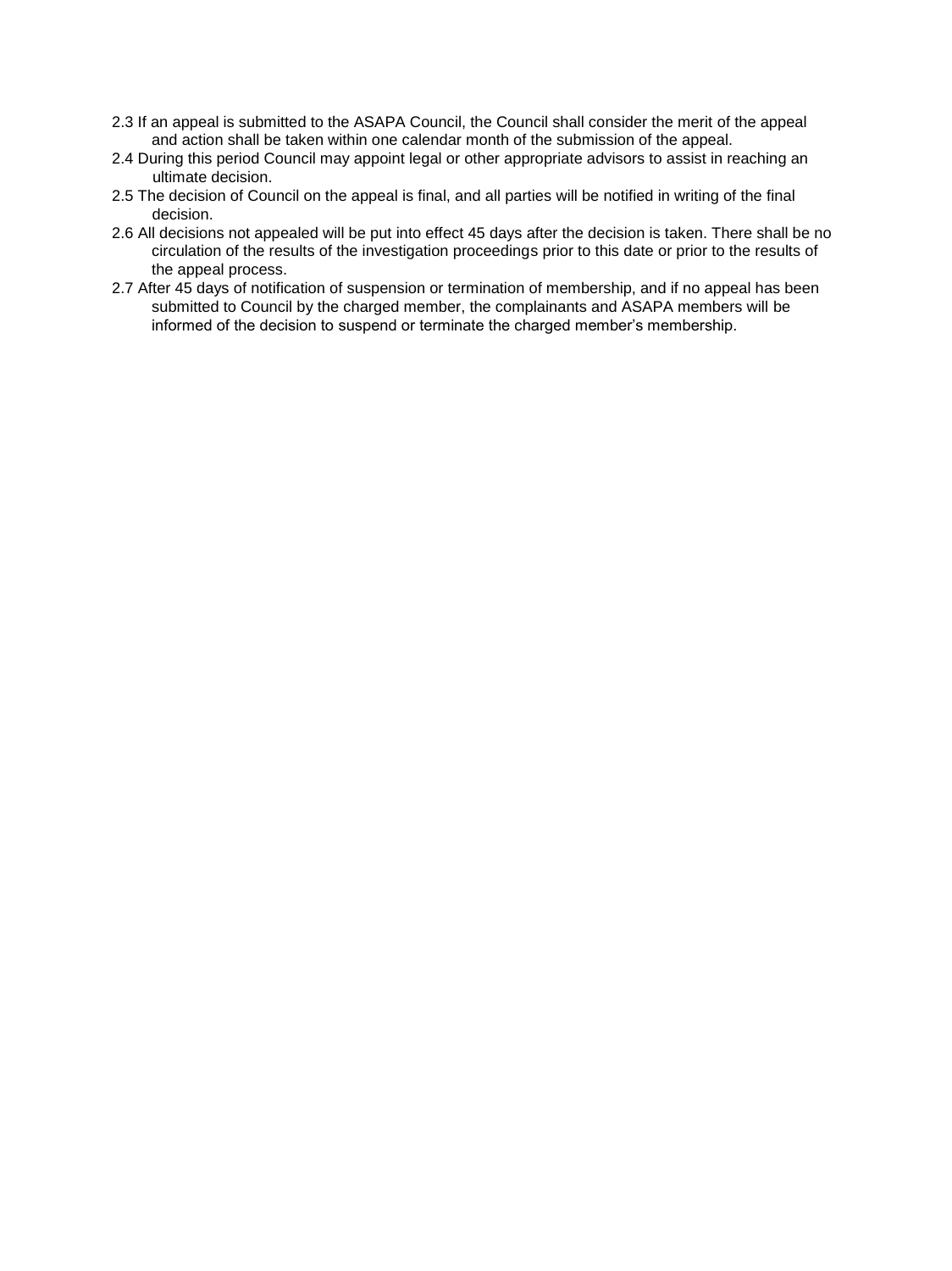2.3 If an appeal is submitted to the ASAPA Council, the Council shall consider the merit of the appeal and action shall be taken within one calendar month of the submission of the appeal.

2.4 During this period Council may appoint legal or other appropriate advisors to assist in reaching an ultimate decision.

2.5 The decision of Council on the appeal is final, and all parties will be notified in writing of the final decision.

2.6 All decisions not appealed will be put into effect 45 days after the decision is taken. There shall be no circulation of the results of the investigation proceedings prior to this date or prior to the results of the appeal process.

2.7 After 45 days of notification of suspension or termination of membership, and if no appeal has been submitted to Council by the charged member, the complainants and ASAPA members will be informed of the decision to suspend or terminate the charged member's membership.